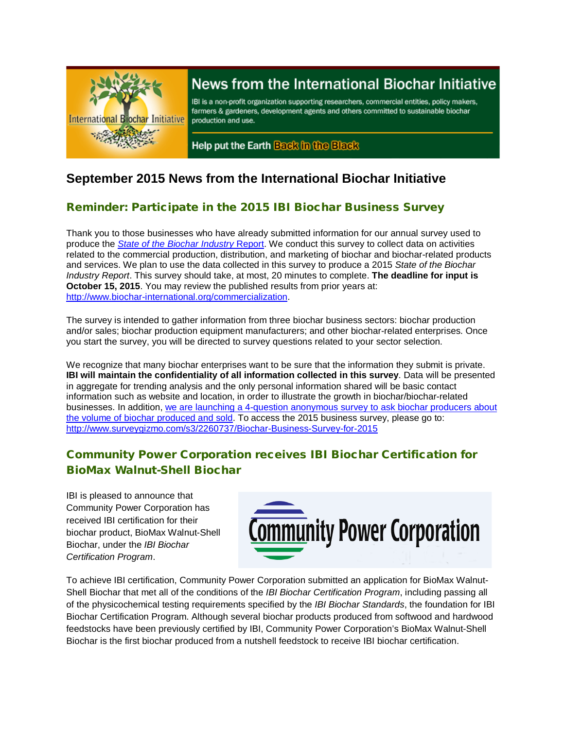# News from the International Biochar Initiative

IBI is a non-profit organization supporting researchers, commercial entities, policy makers, farmers & gardeners, development agents and others committed to sustainable biochar production and use.

Help put the Earth Back in the Black

## September 2015 News from the International Biochar Initiative

### Reminder: Participate in the 2015 IBI Biochar Business Survey

Thank you to those businesses who have already submitted information for our annual survey used to produce the *State of the Biochar Industry* Report. We conduct this survey to collect data on activities related to the commercial production, distribution, and marketing of biochar and biochar-related products and services. We plan to use the data collected in this survey to produce a 2015 *State of the Biochar Industry Report*. This survey should take, at most, 20 minutes to complete. **The deadline for input is October 15, 2015**. You may review the published results from prior years at: http://www.biochar-international.org/commercialization.

The survey is intended to gather information from three biochar business sectors: biochar production and/or sales; biochar production equipment manufacturers; and other biochar-related enterprises. Once you start the survey, you will be directed to survey questions related to your sector selection.

We recognize that many biochar enterprises want to be sure that the information they submit is private. **IBI will maintain the confidentiality of all information collected in this survey**. Data will be presented in aggregate for trending analysis and the only personal information shared will be basic contact information such as website and location, in order to illustrate the growth in biochar/biochar-related businesses. In addition, we are launching a 4-question anonymous survey to ask biochar producers about the volume of biochar produced and sold. To access the 2015 business survey, please go to: http://www.surveygizmo.com/s3/2260737/Biochar-Business-Survey-for-2015

### Community Power Corporation receives IBI Biochar Certification for BioMax Walnut-Shell Biochar

IBI is pleased to announce that Community Power Corporation has received IBI certification for their biochar product, BioMax Walnut-Shell Biochar, under the *IBI Biochar Certification Program*.

Community Power Corporation

To achieve IBI certification, Community Power Corporation submitted an application for BioMax Walnut-Shell Biochar that met all of the conditions of the *IBI Biochar Certification Program*, including passing all of the physicochemical testing requirements specified by the *IBI Biochar Standards*, the foundation for IBI Biochar Certification Program. Although several biochar products produced from softwood and hardwood feedstocks have been previously certified by IBI, Community Power Corporation's BioMax Walnut-Shell Biochar is the first biochar produced from a nutshell feedstock to receive IBI biochar certification.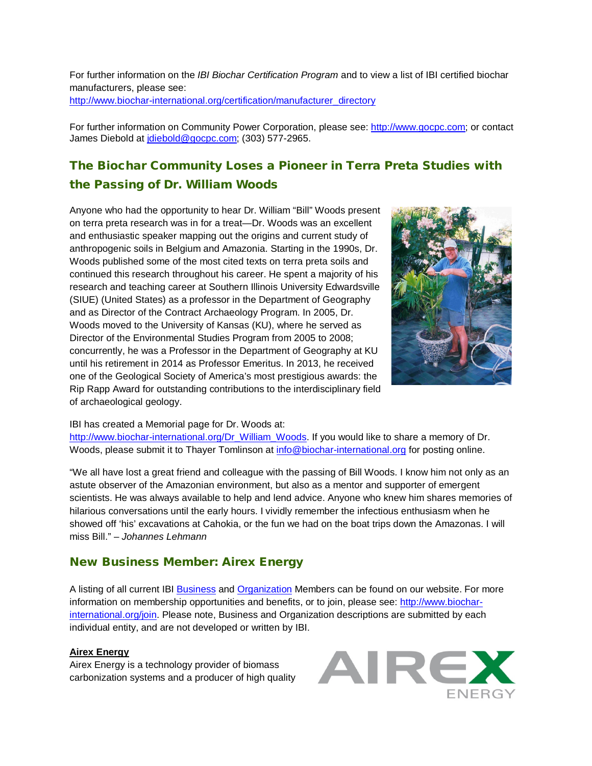For further information on the *IBI Biochar Certification Program* and to view a list of IBI certified biochar manufacturers, please see:
http://www.biochar-international.org/certification/manufacturer_directory

For further information on Community Power Corporation, please see: http://www.gocpc.com; or contact James Diebold at jdiebold@gocpc.com; (303) 577-2965.

## The Biochar Community Loses a Pioneer in Terra Preta Studies with the Passing of Dr. William Woods

Anyone who had the opportunity to hear Dr. William "Bill" Woods present on terra preta research was in for a treat—Dr. Woods was an excellent and enthusiastic speaker mapping out the origins and current study of anthropogenic soils in Belgium and Amazonia. Starting in the 1990s, Dr. Woods published some of the most cited texts on terra preta soils and continued this research throughout his career. He spent a majority of his research and teaching career at Southern Illinois University Edwardsville (SIUE) (United States) as a professor in the Department of Geography and as Director of the Contract Archaeology Program. In 2005, Dr. Woods moved to the University of Kansas (KU), where he served as Director of the Environmental Studies Program from 2005 to 2008; concurrently, he was a Professor in the Department of Geography at KU until his retirement in 2014 as Professor Emeritus. In 2013, he received one of the Geological Society of America's most prestigious awards: the Rip Rapp Award for outstanding contributions to the interdisciplinary field of archaeological geology.

IBI has created a Memorial page for Dr. Woods at: http://www.biochar-international.org/Dr_William_Woods. If you would like to share a memory of Dr. Woods, please submit it to Thayer Tomlinson at info@biochar-international.org for posting online.

"We all have lost a great friend and colleague with the passing of Bill Woods. I know him not only as an astute observer of the Amazonian environment, but also as a mentor and supporter of emergent scientists. He was always available to help and lend advice. Anyone who knew him shares memories of hilarious conversations until the early hours. I vividly remember the infectious enthusiasm when he showed off 'his' excavations at Cahokia, or the fun we had on the boat trips down the Amazonas. I will miss Bill." – *Johannes Lehmann*

## New Business Member: Airex Energy

A listing of all current IBI Business and Organization Members can be found on our website. For more information on membership opportunities and benefits, or to join, please see: http://www.biochar-international.org/join. Please note, Business and Organization descriptions are submitted by each individual entity, and are not developed or written by IBI.

**Airex Energy**
Airex Energy is a technology provider of biomass carbonization systems and a producer of high quality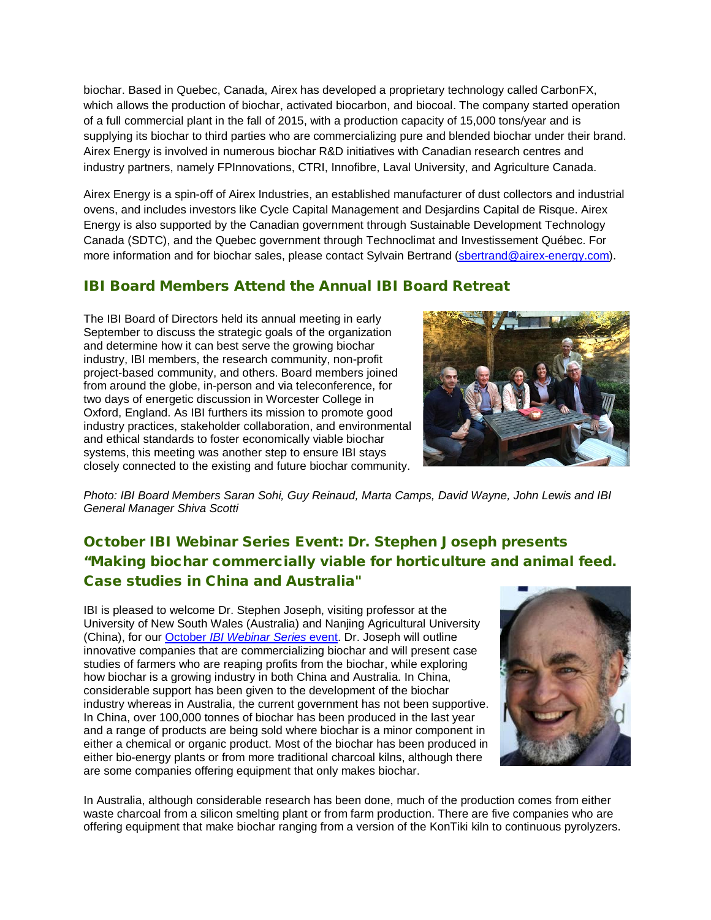biochar. Based in Quebec, Canada, Airex has developed a proprietary technology called CarbonFX, which allows the production of biochar, activated biocarbon, and biocoal. The company started operation of a full commercial plant in the fall of 2015, with a production capacity of 15,000 tons/year and is supplying its biochar to third parties who are commercializing pure and blended biochar under their brand. Airex Energy is involved in numerous biochar R&D initiatives with Canadian research centres and industry partners, namely FPInnovations, CTRI, Innofibre, Laval University, and Agriculture Canada.

Airex Energy is a spin-off of Airex Industries, an established manufacturer of dust collectors and industrial ovens, and includes investors like Cycle Capital Management and Desjardins Capital de Risque. Airex Energy is also supported by the Canadian government through Sustainable Development Technology Canada (SDTC), and the Quebec government through Technoclimat and Investissement Québec. For more information and for biochar sales, please contact Sylvain Bertrand (sbertrand@airex-energy.com).

## IBI Board Members Attend the Annual IBI Board Retreat

The IBI Board of Directors held its annual meeting in early September to discuss the strategic goals of the organization and determine how it can best serve the growing biochar industry, IBI members, the research community, non-profit project-based community, and others. Board members joined from around the globe, in-person and via teleconference, for two days of energetic discussion in Worcester College in Oxford, England. As IBI furthers its mission to promote good industry practices, stakeholder collaboration, and environmental and ethical standards to foster economically viable biochar systems, this meeting was another step to ensure IBI stays closely connected to the existing and future biochar community.

*Photo: IBI Board Members Saran Sohi, Guy Reinaud, Marta Camps, David Wayne, John Lewis and IBI General Manager Shiva Scotti*

## October IBI Webinar Series Event: Dr. Stephen Joseph presents "Making biochar commercially viable for horticulture and animal feed. Case studies in China and Australia"

IBI is pleased to welcome Dr. Stephen Joseph, visiting professor at the University of New South Wales (Australia) and Nanjing Agricultural University (China), for our October *IBI Webinar Series* event. Dr. Joseph will outline innovative companies that are commercializing biochar and will present case studies of farmers who are reaping profits from the biochar, while exploring how biochar is a growing industry in both China and Australia. In China, considerable support has been given to the development of the biochar industry whereas in Australia, the current government has not been supportive. In China, over 100,000 tonnes of biochar has been produced in the last year and a range of products are being sold where biochar is a minor component in either a chemical or organic product. Most of the biochar has been produced in either bio-energy plants or from more traditional charcoal kilns, although there are some companies offering equipment that only makes biochar.

In Australia, although considerable research has been done, much of the production comes from either waste charcoal from a silicon smelting plant or from farm production. There are five companies who are offering equipment that make biochar ranging from a version of the KonTiki kiln to continuous pyrolyzers.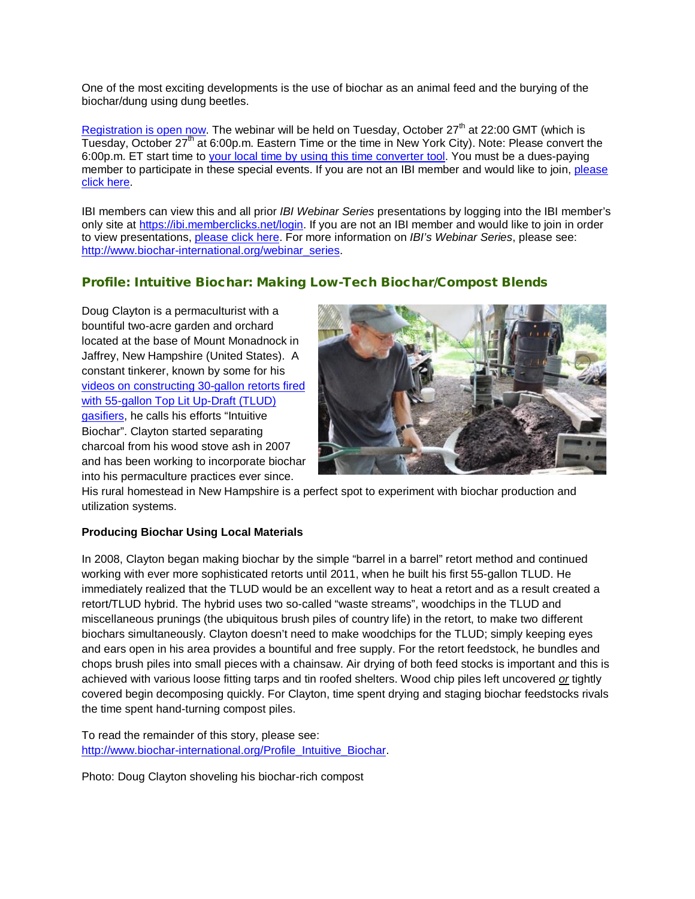One of the most exciting developments is the use of biochar as an animal feed and the burying of the biochar/dung using dung beetles.

[Registration is open now](). The webinar will be held on Tuesday, October 27th at 22:00 GMT (which is Tuesday, October 27th at 6:00p.m. Eastern Time or the time in New York City). Note: Please convert the 6:00p.m. ET start time to [your local time by using this time converter tool](). You must be a dues-paying member to participate in these special events. If you are not an IBI member and would like to join, [please click here]().

IBI members can view this and all prior *IBI Webinar Series* presentations by logging into the IBI member's only site at [https://ibi.memberclicks.net/login](https://ibi.memberclicks.net/login). If you are not an IBI member and would like to join in order to view presentations, [please click here](). For more information on *IBI's Webinar Series*, please see: [http://www.biochar-international.org/webinar_series](http://www.biochar-international.org/webinar_series).

## Profile: Intuitive Biochar: Making Low-Tech Biochar/Compost Blends

Doug Clayton is a permaculturist with a bountiful two-acre garden and orchard located at the base of Mount Monadnock in Jaffrey, New Hampshire (United States). A constant tinkerer, known by some for his [videos on constructing 30-gallon retorts fired with 55-gallon Top Lit Up-Draft (TLUD) gasifiers](), he calls his efforts "Intuitive Biochar". Clayton started separating charcoal from his wood stove ash in 2007 and has been working to incorporate biochar into his permaculture practices ever since. His rural homestead in New Hampshire is a perfect spot to experiment with biochar production and utilization systems.

**Producing Biochar Using Local Materials**

In 2008, Clayton began making biochar by the simple "barrel in a barrel" retort method and continued working with ever more sophisticated retorts until 2011, when he built his first 55-gallon TLUD. He immediately realized that the TLUD would be an excellent way to heat a retort and as a result created a retort/TLUD hybrid. The hybrid uses two so-called "waste streams", woodchips in the TLUD and miscellaneous prunings (the ubiquitous brush piles of country life) in the retort, to make two different biochars simultaneously. Clayton doesn't need to make woodchips for the TLUD; simply keeping eyes and ears open in his area provides a bountiful and free supply. For the retort feedstock, he bundles and chops brush piles into small pieces with a chainsaw. Air drying of both feed stocks is important and this is achieved with various loose fitting tarps and tin roofed shelters. Wood chip piles left uncovered ***or*** tightly covered begin decomposing quickly. For Clayton, time spent drying and staging biochar feedstocks rivals the time spent hand-turning compost piles.

To read the remainder of this story, please see: [http://www.biochar-international.org/Profile_Intuitive_Biochar](http://www.biochar-international.org/Profile_Intuitive_Biochar).

Photo: Doug Clayton shoveling his biochar-rich compost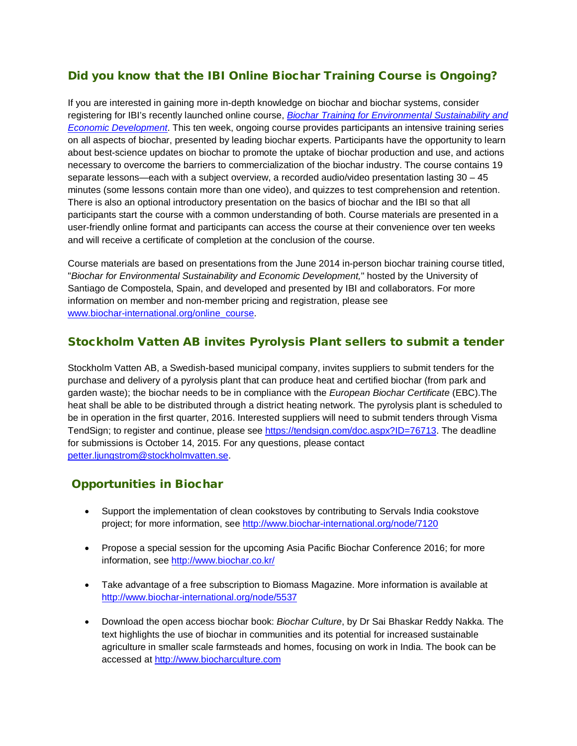## Did you know that the IBI Online Biochar Training Course is Ongoing?

If you are interested in gaining more in-depth knowledge on biochar and biochar systems, consider registering for IBI's recently launched online course, [*Biochar Training for Environmental Sustainability and Economic Development*](). This ten week, ongoing course provides participants an intensive training series on all aspects of biochar, presented by leading biochar experts. Participants have the opportunity to learn about best-science updates on biochar to promote the uptake of biochar production and use, and actions necessary to overcome the barriers to commercialization of the biochar industry. The course contains 19 separate lessons—each with a subject overview, a recorded audio/video presentation lasting 30 – 45 minutes (some lessons contain more than one video), and quizzes to test comprehension and retention. There is also an optional introductory presentation on the basics of biochar and the IBI so that all participants start the course with a common understanding of both. Course materials are presented in a user-friendly online format and participants can access the course at their convenience over ten weeks and will receive a certificate of completion at the conclusion of the course.

Course materials are based on presentations from the June 2014 in-person biochar training course titled, "*Biochar for Environmental Sustainability and Economic Development,*" hosted by the University of Santiago de Compostela, Spain, and developed and presented by IBI and collaborators. For more information on member and non-member pricing and registration, please see www.biochar-international.org/online_course.

## Stockholm Vatten AB invites Pyrolysis Plant sellers to submit a tender

Stockholm Vatten AB, a Swedish-based municipal company, invites suppliers to submit tenders for the purchase and delivery of a pyrolysis plant that can produce heat and certified biochar (from park and garden waste); the biochar needs to be in compliance with the *European Biochar Certificate* (EBC).The heat shall be able to be distributed through a district heating network. The pyrolysis plant is scheduled to be in operation in the first quarter, 2016. Interested suppliers will need to submit tenders through Visma TendSign; to register and continue, please see https://tendsign.com/doc.aspx?ID=76713. The deadline for submissions is October 14, 2015. For any questions, please contact petter.ljungstrom@stockholmvatten.se.

## Opportunities in Biochar

- Support the implementation of clean cookstoves by contributing to Servals India cookstove project; for more information, see http://www.biochar-international.org/node/7120
- Propose a special session for the upcoming Asia Pacific Biochar Conference 2016; for more information, see http://www.biochar.co.kr/
- Take advantage of a free subscription to Biomass Magazine. More information is available at http://www.biochar-international.org/node/5537
- Download the open access biochar book: *Biochar Culture*, by Dr Sai Bhaskar Reddy Nakka. The text highlights the use of biochar in communities and its potential for increased sustainable agriculture in smaller scale farmsteads and homes, focusing on work in India. The book can be accessed at http://www.biocharculture.com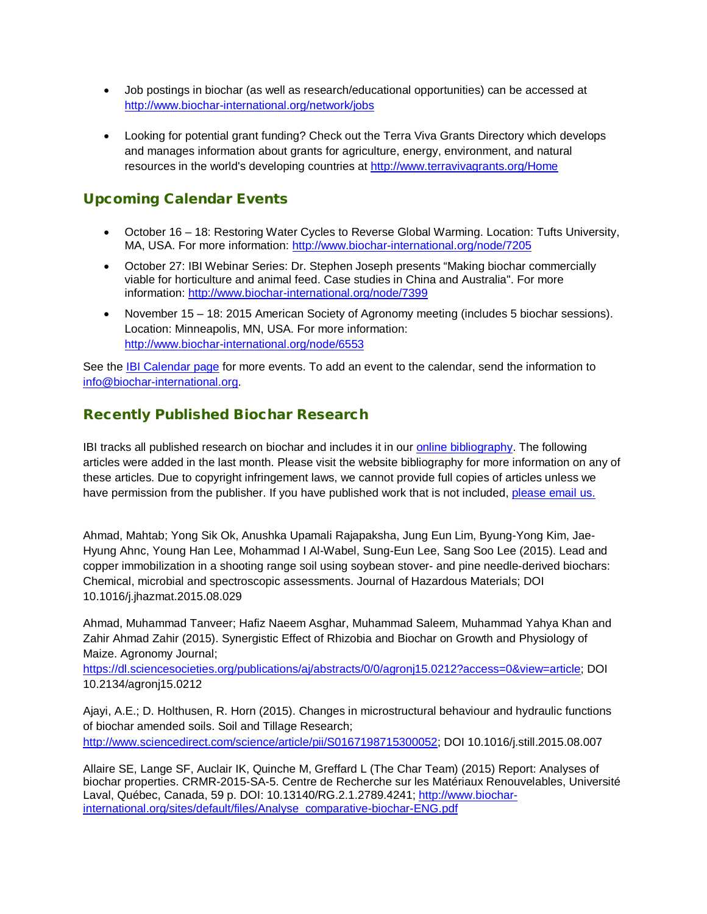- Job postings in biochar (as well as research/educational opportunities) can be accessed at http://www.biochar-international.org/network/jobs

- Looking for potential grant funding? Check out the Terra Viva Grants Directory which develops and manages information about grants for agriculture, energy, environment, and natural resources in the world's developing countries at http://www.terravivagrants.org/Home

## Upcoming Calendar Events

- October 16 – 18: Restoring Water Cycles to Reverse Global Warming. Location: Tufts University, MA, USA. For more information: http://www.biochar-international.org/node/7205
- October 27: IBI Webinar Series: Dr. Stephen Joseph presents "Making biochar commercially viable for horticulture and animal feed. Case studies in China and Australia". For more information: http://www.biochar-international.org/node/7399
- November 15 – 18: 2015 American Society of Agronomy meeting (includes 5 biochar sessions). Location: Minneapolis, MN, USA. For more information: http://www.biochar-international.org/node/6553

See the IBI Calendar page for more events. To add an event to the calendar, send the information to info@biochar-international.org.

## Recently Published Biochar Research

IBI tracks all published research on biochar and includes it in our online bibliography. The following articles were added in the last month. Please visit the website bibliography for more information on any of these articles. Due to copyright infringement laws, we cannot provide full copies of articles unless we have permission from the publisher. If you have published work that is not included, please email us.

Ahmad, Mahtab; Yong Sik Ok, Anushka Upamali Rajapaksha, Jung Eun Lim, Byung-Yong Kim, Jae-Hyung Ahnc, Young Han Lee, Mohammad I Al-Wabel, Sung-Eun Lee, Sang Soo Lee (2015). Lead and copper immobilization in a shooting range soil using soybean stover- and pine needle-derived biochars: Chemical, microbial and spectroscopic assessments. Journal of Hazardous Materials; DOI 10.1016/j.jhazmat.2015.08.029

Ahmad, Muhammad Tanveer; Hafiz Naeem Asghar, Muhammad Saleem, Muhammad Yahya Khan and Zahir Ahmad Zahir (2015). Synergistic Effect of Rhizobia and Biochar on Growth and Physiology of Maize. Agronomy Journal; https://dl.sciencesocieties.org/publications/aj/abstracts/0/0/agronj15.0212?access=0&view=article; DOI 10.2134/agronj15.0212

Ajayi, A.E.; D. Holthusen, R. Horn (2015). Changes in microstructural behaviour and hydraulic functions of biochar amended soils. Soil and Tillage Research; http://www.sciencedirect.com/science/article/pii/S0167198715300052; DOI 10.1016/j.still.2015.08.007

Allaire SE, Lange SF, Auclair IK, Quinche M, Greffard L (The Char Team) (2015) Report: Analyses of biochar properties. CRMR-2015-SA-5. Centre de Recherche sur les Matériaux Renouvelables, Université Laval, Québec, Canada, 59 p. DOI: 10.13140/RG.2.1.2789.4241; http://www.biochar-international.org/sites/default/files/Analyse_comparative-biochar-ENG.pdf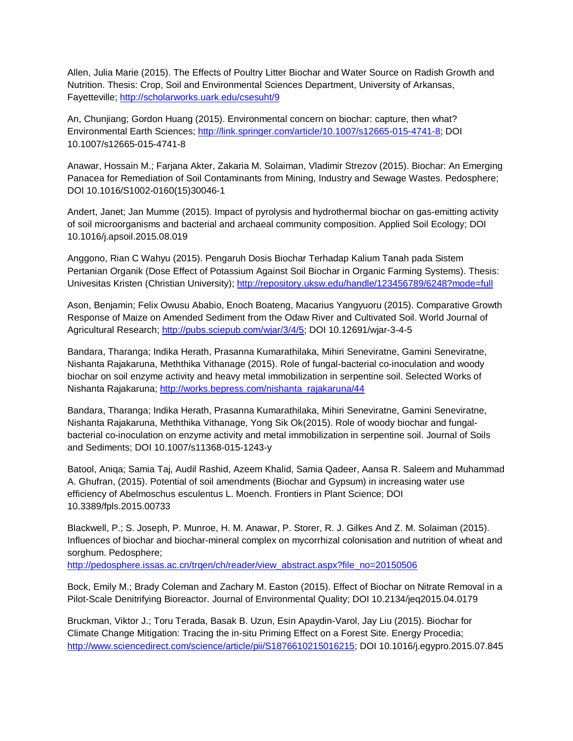Allen, Julia Marie (2015). The Effects of Poultry Litter Biochar and Water Source on Radish Growth and Nutrition. Thesis: Crop, Soil and Environmental Sciences Department, University of Arkansas, Fayetteville; http://scholarworks.uark.edu/csesuht/9

An, Chunjiang; Gordon Huang (2015). Environmental concern on biochar: capture, then what? Environmental Earth Sciences; http://link.springer.com/article/10.1007/s12665-015-4741-8; DOI 10.1007/s12665-015-4741-8

Anawar, Hossain M.; Farjana Akter, Zakaria M. Solaiman, Vladimir Strezov (2015). Biochar: An Emerging Panacea for Remediation of Soil Contaminants from Mining, Industry and Sewage Wastes. Pedosphere; DOI 10.1016/S1002-0160(15)30046-1

Andert, Janet; Jan Mumme (2015). Impact of pyrolysis and hydrothermal biochar on gas-emitting activity of soil microorganisms and bacterial and archaeal community composition. Applied Soil Ecology; DOI 10.1016/j.apsoil.2015.08.019

Anggono, Rian C Wahyu (2015). Pengaruh Dosis Biochar Terhadap Kalium Tanah pada Sistem Pertanian Organik (Dose Effect of Potassium Against Soil Biochar in Organic Farming Systems). Thesis: Univesitas Kristen (Christian University); http://repository.uksw.edu/handle/123456789/6248?mode=full

Ason, Benjamin; Felix Owusu Ababio, Enoch Boateng, Macarius Yangyuoru (2015). Comparative Growth Response of Maize on Amended Sediment from the Odaw River and Cultivated Soil. World Journal of Agricultural Research; http://pubs.sciepub.com/wjar/3/4/5; DOI 10.12691/wjar-3-4-5

Bandara, Tharanga; Indika Herath, Prasanna Kumarathilaka, Mihiri Seneviratne, Gamini Seneviratne, Nishanta Rajakaruna, Meththika Vithanage (2015). Role of fungal-bacterial co-inoculation and woody biochar on soil enzyme activity and heavy metal immobilization in serpentine soil. Selected Works of Nishanta Rajakaruna; http://works.bepress.com/nishanta_rajakaruna/44

Bandara, Tharanga; Indika Herath, Prasanna Kumarathilaka, Mihiri Seneviratne, Gamini Seneviratne, Nishanta Rajakaruna, Meththika Vithanage, Yong Sik Ok(2015). Role of woody biochar and fungal-bacterial co-inoculation on enzyme activity and metal immobilization in serpentine soil. Journal of Soils and Sediments; DOI 10.1007/s11368-015-1243-y

Batool, Aniqa; Samia Taj, Audil Rashid, Azeem Khalid, Samia Qadeer, Aansa R. Saleem and Muhammad A. Ghufran, (2015). Potential of soil amendments (Biochar and Gypsum) in increasing water use efficiency of Abelmoschus esculentus L. Moench. Frontiers in Plant Science; DOI 10.3389/fpls.2015.00733

Blackwell, P.; S. Joseph, P. Munroe, H. M. Anawar, P. Storer, R. J. Gilkes And Z. M. Solaiman (2015). Influences of biochar and biochar-mineral complex on mycorrhizal colonisation and nutrition of wheat and sorghum. Pedosphere; http://pedosphere.issas.ac.cn/trqen/ch/reader/view_abstract.aspx?file_no=20150506

Bock, Emily M.; Brady Coleman and Zachary M. Easton (2015). Effect of Biochar on Nitrate Removal in a Pilot-Scale Denitrifying Bioreactor. Journal of Environmental Quality; DOI 10.2134/jeq2015.04.0179

Bruckman, Viktor J.; Toru Terada, Basak B. Uzun, Esin Apaydin-Varol, Jay Liu (2015). Biochar for Climate Change Mitigation: Tracing the in-situ Priming Effect on a Forest Site. Energy Procedia; http://www.sciencedirect.com/science/article/pii/S1876610215016215; DOI 10.1016/j.egypro.2015.07.845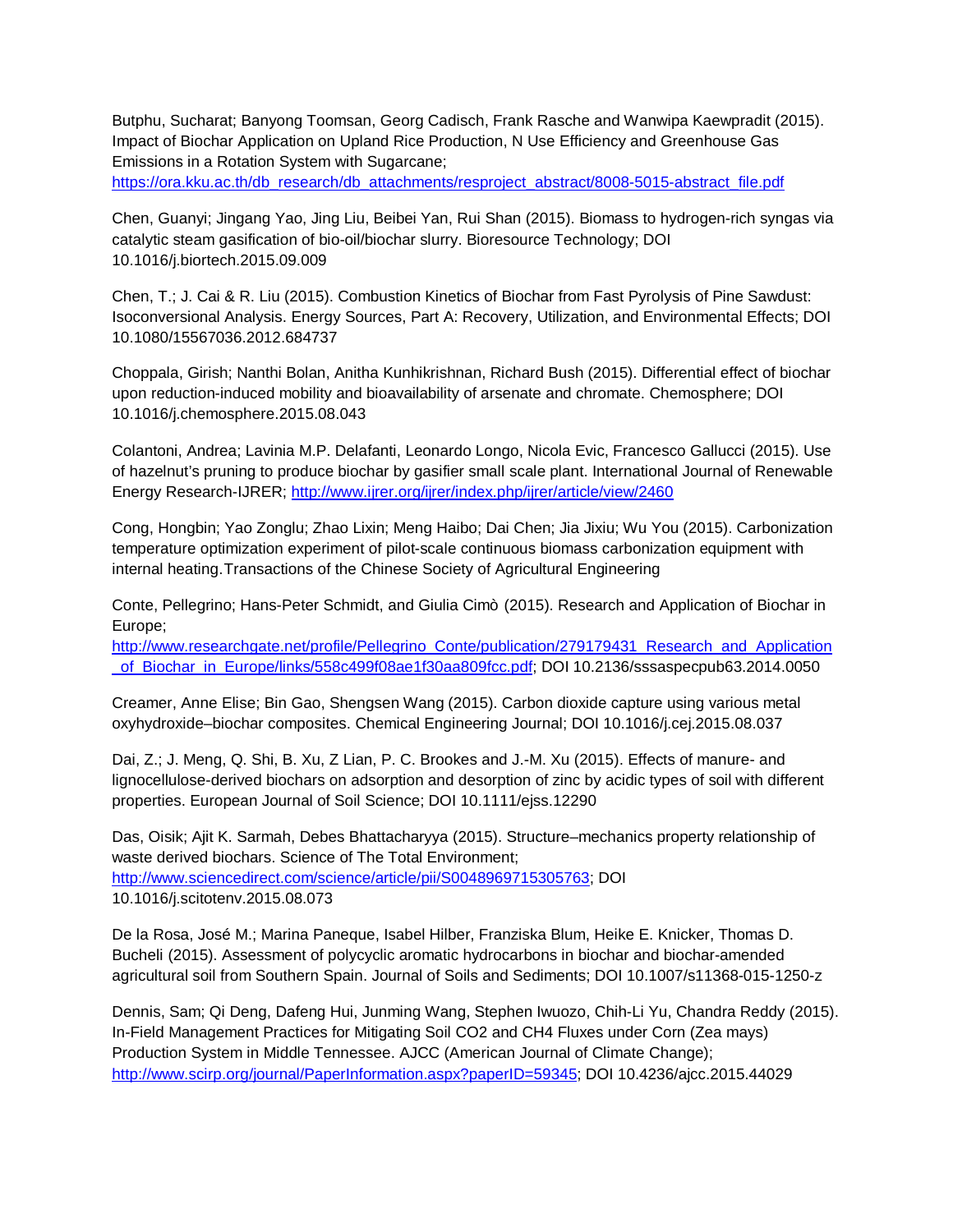Butphu, Sucharat; Banyong Toomsan, Georg Cadisch, Frank Rasche and Wanwipa Kaewpradit (2015). Impact of Biochar Application on Upland Rice Production, N Use Efficiency and Greenhouse Gas Emissions in a Rotation System with Sugarcane; https://ora.kku.ac.th/db_research/db_attachments/resproject_abstract/8008-5015-abstract_file.pdf

Chen, Guanyi; Jingang Yao, Jing Liu, Beibei Yan, Rui Shan (2015). Biomass to hydrogen-rich syngas via catalytic steam gasification of bio-oil/biochar slurry. Bioresource Technology; DOI 10.1016/j.biortech.2015.09.009

Chen, T.; J. Cai & R. Liu (2015). Combustion Kinetics of Biochar from Fast Pyrolysis of Pine Sawdust: Isoconversional Analysis. Energy Sources, Part A: Recovery, Utilization, and Environmental Effects; DOI 10.1080/15567036.2012.684737

Choppala, Girish; Nanthi Bolan, Anitha Kunhikrishnan, Richard Bush (2015). Differential effect of biochar upon reduction-induced mobility and bioavailability of arsenate and chromate. Chemosphere; DOI 10.1016/j.chemosphere.2015.08.043

Colantoni, Andrea; Lavinia M.P. Delafanti, Leonardo Longo, Nicola Evic, Francesco Gallucci (2015). Use of hazelnut's pruning to produce biochar by gasifier small scale plant. International Journal of Renewable Energy Research-IJRER; http://www.ijrer.org/ijrer/index.php/ijrer/article/view/2460

Cong, Hongbin; Yao Zonglu; Zhao Lixin; Meng Haibo; Dai Chen; Jia Jixiu; Wu You (2015). Carbonization temperature optimization experiment of pilot-scale continuous biomass carbonization equipment with internal heating.Transactions of the Chinese Society of Agricultural Engineering

Conte, Pellegrino; Hans-Peter Schmidt, and Giulia Cimò (2015). Research and Application of Biochar in Europe; http://www.researchgate.net/profile/Pellegrino_Conte/publication/279179431_Research_and_Application_of_Biochar_in_Europe/links/558c499f08ae1f30aa809fcc.pdf; DOI 10.2136/sssaspecpub63.2014.0050

Creamer, Anne Elise; Bin Gao, Shengsen Wang (2015). Carbon dioxide capture using various metal oxyhydroxide–biochar composites. Chemical Engineering Journal; DOI 10.1016/j.cej.2015.08.037

Dai, Z.; J. Meng, Q. Shi, B. Xu, Z Lian, P. C. Brookes and J.-M. Xu (2015). Effects of manure- and lignocellulose-derived biochars on adsorption and desorption of zinc by acidic types of soil with different properties. European Journal of Soil Science; DOI 10.1111/ejss.12290

Das, Oisik; Ajit K. Sarmah, Debes Bhattacharyya (2015). Structure–mechanics property relationship of waste derived biochars. Science of The Total Environment; http://www.sciencedirect.com/science/article/pii/S0048969715305763; DOI 10.1016/j.scitotenv.2015.08.073

De la Rosa, José M.; Marina Paneque, Isabel Hilber, Franziska Blum, Heike E. Knicker, Thomas D. Bucheli (2015). Assessment of polycyclic aromatic hydrocarbons in biochar and biochar-amended agricultural soil from Southern Spain. Journal of Soils and Sediments; DOI 10.1007/s11368-015-1250-z

Dennis, Sam; Qi Deng, Dafeng Hui, Junming Wang, Stephen Iwuozo, Chih-Li Yu, Chandra Reddy (2015). In-Field Management Practices for Mitigating Soil CO2 and CH4 Fluxes under Corn (Zea mays) Production System in Middle Tennessee. AJCC (American Journal of Climate Change); http://www.scirp.org/journal/PaperInformation.aspx?paperID=59345; DOI 10.4236/ajcc.2015.44029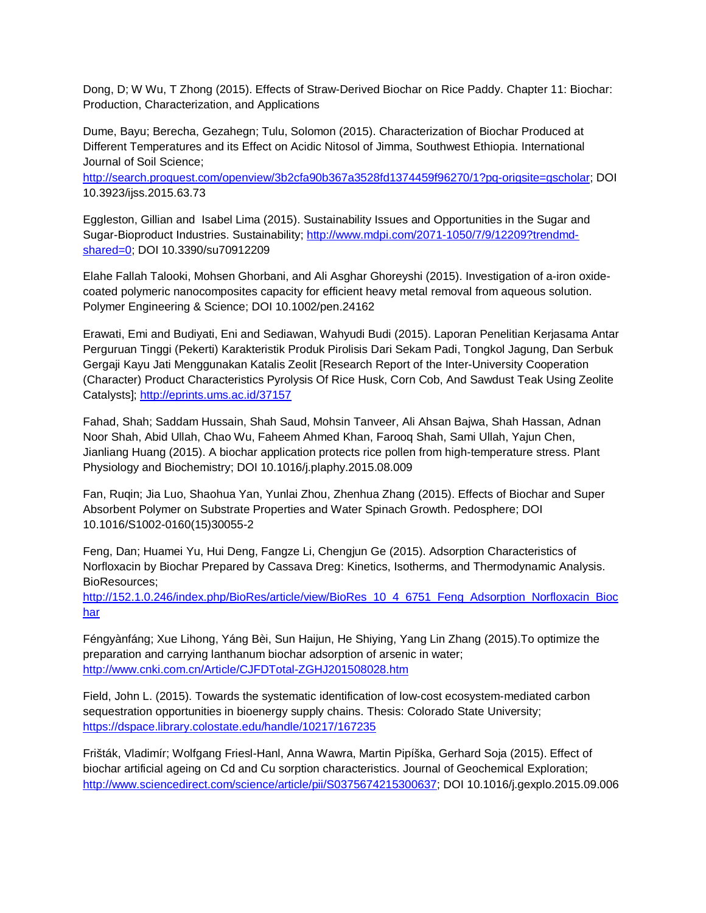Dong, D; W Wu, T Zhong (2015). Effects of Straw-Derived Biochar on Rice Paddy. Chapter 11: Biochar: Production, Characterization, and Applications

Dume, Bayu; Berecha, Gezahegn; Tulu, Solomon (2015). Characterization of Biochar Produced at Different Temperatures and its Effect on Acidic Nitosol of Jimma, Southwest Ethiopia. International Journal of Soil Science; http://search.proquest.com/openview/3b2cfa90b367a3528fd1374459f96270/1?pq-origsite=gscholar; DOI 10.3923/ijss.2015.63.73

Eggleston, Gillian and Isabel Lima (2015). Sustainability Issues and Opportunities in the Sugar and Sugar-Bioproduct Industries. Sustainability; http://www.mdpi.com/2071-1050/7/9/12209?trendmd-shared=0; DOI 10.3390/su70912209

Elahe Fallah Talooki, Mohsen Ghorbani, and Ali Asghar Ghoreyshi (2015). Investigation of a-iron oxide-coated polymeric nanocomposites capacity for efficient heavy metal removal from aqueous solution. Polymer Engineering & Science; DOI 10.1002/pen.24162

Erawati, Emi and Budiyati, Eni and Sediawan, Wahyudi Budi (2015). Laporan Penelitian Kerjasama Antar Perguruan Tinggi (Pekerti) Karakteristik Produk Pirolisis Dari Sekam Padi, Tongkol Jagung, Dan Serbuk Gergaji Kayu Jati Menggunakan Katalis Zeolit [Research Report of the Inter-University Cooperation (Character) Product Characteristics Pyrolysis Of Rice Husk, Corn Cob, And Sawdust Teak Using Zeolite Catalysts]; http://eprints.ums.ac.id/37157

Fahad, Shah; Saddam Hussain, Shah Saud, Mohsin Tanveer, Ali Ahsan Bajwa, Shah Hassan, Adnan Noor Shah, Abid Ullah, Chao Wu, Faheem Ahmed Khan, Farooq Shah, Sami Ullah, Yajun Chen, Jianliang Huang (2015). A biochar application protects rice pollen from high-temperature stress. Plant Physiology and Biochemistry; DOI 10.1016/j.plaphy.2015.08.009

Fan, Ruqin; Jia Luo, Shaohua Yan, Yunlai Zhou, Zhenhua Zhang (2015). Effects of Biochar and Super Absorbent Polymer on Substrate Properties and Water Spinach Growth. Pedosphere; DOI 10.1016/S1002-0160(15)30055-2

Feng, Dan; Huamei Yu, Hui Deng, Fangze Li, Chengjun Ge (2015). Adsorption Characteristics of Norfloxacin by Biochar Prepared by Cassava Dreg: Kinetics, Isotherms, and Thermodynamic Analysis. BioResources; http://152.1.0.246/index.php/BioRes/article/view/BioRes_10_4_6751_Feng_Adsorption_Norfloxacin_Biochar

Féngyànfáng; Xue Lihong, Yáng Bèi, Sun Haijun, He Shiying, Yang Lin Zhang (2015).To optimize the preparation and carrying lanthanum biochar adsorption of arsenic in water; http://www.cnki.com.cn/Article/CJFDTotal-ZGHJ201508028.htm

Field, John L. (2015). Towards the systematic identification of low-cost ecosystem-mediated carbon sequestration opportunities in bioenergy supply chains. Thesis: Colorado State University; https://dspace.library.colostate.edu/handle/10217/167235

Frišták, Vladimír; Wolfgang Friesl-Hanl, Anna Wawra, Martin Pipíška, Gerhard Soja (2015). Effect of biochar artificial ageing on Cd and Cu sorption characteristics. Journal of Geochemical Exploration; http://www.sciencedirect.com/science/article/pii/S0375674215300637; DOI 10.1016/j.gexplo.2015.09.006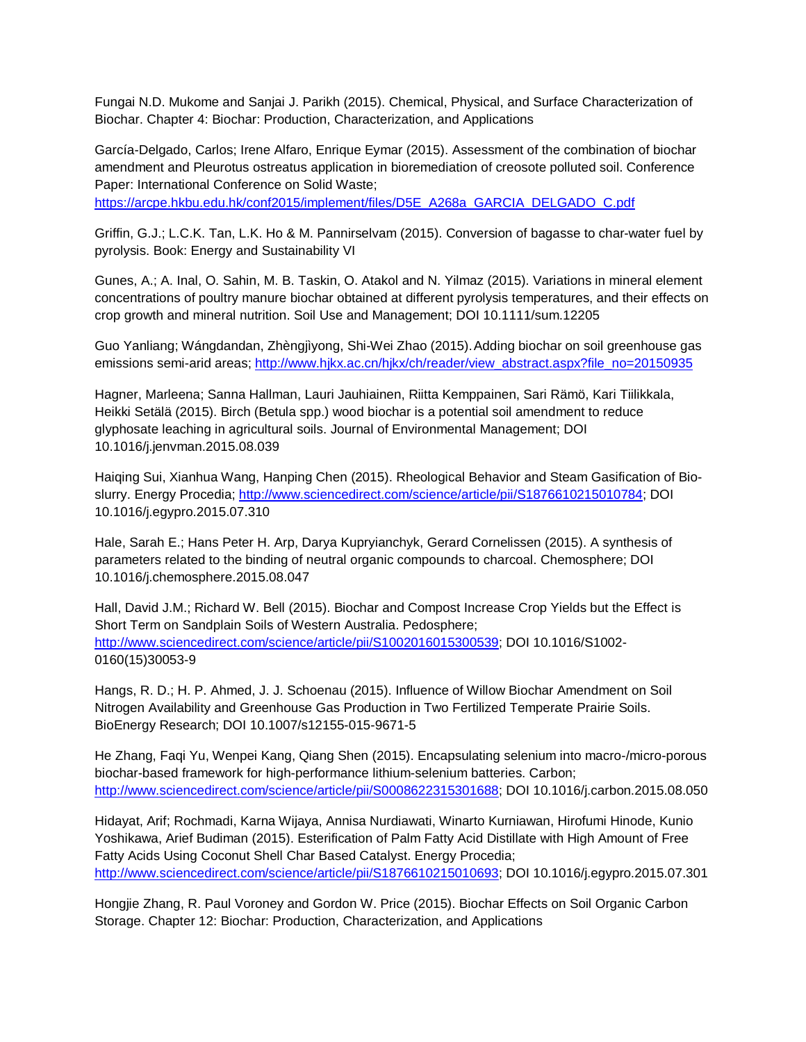Fungai N.D. Mukome and Sanjai J. Parikh (2015). Chemical, Physical, and Surface Characterization of Biochar. Chapter 4: Biochar: Production, Characterization, and Applications

García-Delgado, Carlos; Irene Alfaro, Enrique Eymar (2015). Assessment of the combination of biochar amendment and Pleurotus ostreatus application in bioremediation of creosote polluted soil. Conference Paper: International Conference on Solid Waste; https://arcpe.hkbu.edu.hk/conf2015/implement/files/D5E_A268a_GARCIA_DELGADO_C.pdf

Griffin, G.J.; L.C.K. Tan, L.K. Ho & M. Pannirselvam (2015). Conversion of bagasse to char-water fuel by pyrolysis. Book: Energy and Sustainability VI

Gunes, A.; A. Inal, O. Sahin, M. B. Taskin, O. Atakol and N. Yilmaz (2015). Variations in mineral element concentrations of poultry manure biochar obtained at different pyrolysis temperatures, and their effects on crop growth and mineral nutrition. Soil Use and Management; DOI 10.1111/sum.12205

Guo Yanliang; Wángdandan, Zhèngjìyong, Shi-Wei Zhao (2015). Adding biochar on soil greenhouse gas emissions semi-arid areas; http://www.hjkx.ac.cn/hjkx/ch/reader/view_abstract.aspx?file_no=20150935

Hagner, Marleena; Sanna Hallman, Lauri Jauhiainen, Riitta Kemppainen, Sari Rämö, Kari Tiilikkala, Heikki Setälä (2015). Birch (Betula spp.) wood biochar is a potential soil amendment to reduce glyphosate leaching in agricultural soils. Journal of Environmental Management; DOI 10.1016/j.jenvman.2015.08.039

Haiqing Sui, Xianhua Wang, Hanping Chen (2015). Rheological Behavior and Steam Gasification of Bio-slurry. Energy Procedia; http://www.sciencedirect.com/science/article/pii/S1876610215010784; DOI 10.1016/j.egypro.2015.07.310

Hale, Sarah E.; Hans Peter H. Arp, Darya Kupryianchyk, Gerard Cornelissen (2015). A synthesis of parameters related to the binding of neutral organic compounds to charcoal. Chemosphere; DOI 10.1016/j.chemosphere.2015.08.047

Hall, David J.M.; Richard W. Bell (2015). Biochar and Compost Increase Crop Yields but the Effect is Short Term on Sandplain Soils of Western Australia. Pedosphere; http://www.sciencedirect.com/science/article/pii/S1002016015300539; DOI 10.1016/S1002-0160(15)30053-9

Hangs, R. D.; H. P. Ahmed, J. J. Schoenau (2015). Influence of Willow Biochar Amendment on Soil Nitrogen Availability and Greenhouse Gas Production in Two Fertilized Temperate Prairie Soils. BioEnergy Research; DOI 10.1007/s12155-015-9671-5

He Zhang, Faqi Yu, Wenpei Kang, Qiang Shen (2015). Encapsulating selenium into macro-/micro-porous biochar-based framework for high-performance lithium-selenium batteries. Carbon; http://www.sciencedirect.com/science/article/pii/S0008622315301688; DOI 10.1016/j.carbon.2015.08.050

Hidayat, Arif; Rochmadi, Karna Wijaya, Annisa Nurdiawati, Winarto Kurniawan, Hirofumi Hinode, Kunio Yoshikawa, Arief Budiman (2015). Esterification of Palm Fatty Acid Distillate with High Amount of Free Fatty Acids Using Coconut Shell Char Based Catalyst. Energy Procedia; http://www.sciencedirect.com/science/article/pii/S1876610215010693; DOI 10.1016/j.egypro.2015.07.301

Hongjie Zhang, R. Paul Voroney and Gordon W. Price (2015). Biochar Effects on Soil Organic Carbon Storage. Chapter 12: Biochar: Production, Characterization, and Applications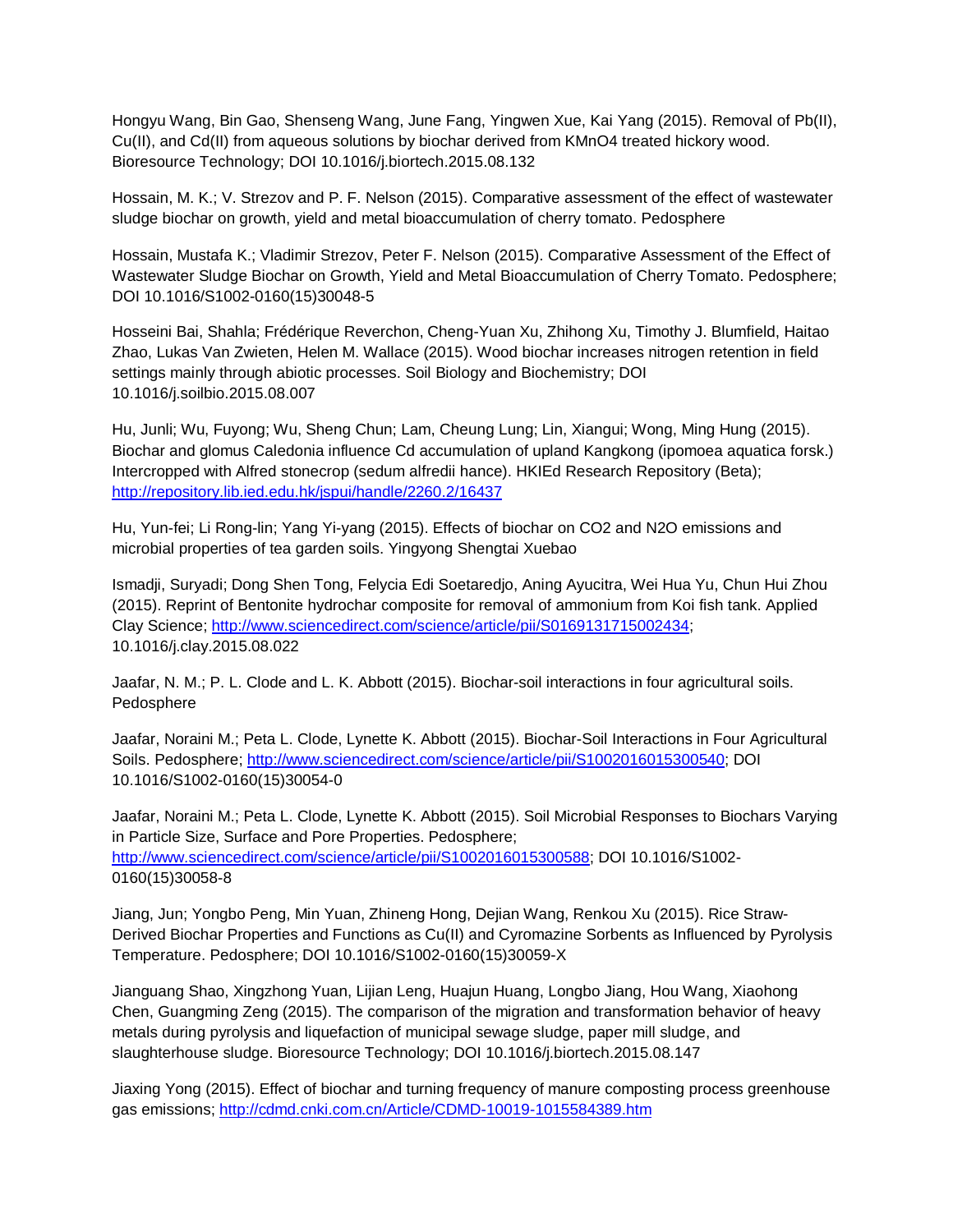Hongyu Wang, Bin Gao, Shenseng Wang, June Fang, Yingwen Xue, Kai Yang (2015). Removal of Pb(II), Cu(II), and Cd(II) from aqueous solutions by biochar derived from KMnO4 treated hickory wood. Bioresource Technology; DOI 10.1016/j.biortech.2015.08.132

Hossain, M. K.; V. Strezov and P. F. Nelson (2015). Comparative assessment of the effect of wastewater sludge biochar on growth, yield and metal bioaccumulation of cherry tomato. Pedosphere

Hossain, Mustafa K.; Vladimir Strezov, Peter F. Nelson (2015). Comparative Assessment of the Effect of Wastewater Sludge Biochar on Growth, Yield and Metal Bioaccumulation of Cherry Tomato. Pedosphere; DOI 10.1016/S1002-0160(15)30048-5

Hosseini Bai, Shahla; Frédérique Reverchon, Cheng-Yuan Xu, Zhihong Xu, Timothy J. Blumfield, Haitao Zhao, Lukas Van Zwieten, Helen M. Wallace (2015). Wood biochar increases nitrogen retention in field settings mainly through abiotic processes. Soil Biology and Biochemistry; DOI 10.1016/j.soilbio.2015.08.007

Hu, Junli; Wu, Fuyong; Wu, Sheng Chun; Lam, Cheung Lung; Lin, Xiangui; Wong, Ming Hung (2015). Biochar and glomus Caledonia influence Cd accumulation of upland Kangkong (ipomoea aquatica forsk.) Intercropped with Alfred stonecrop (sedum alfredii hance). HKIEd Research Repository (Beta); http://repository.lib.ied.edu.hk/jspui/handle/2260.2/16437

Hu, Yun-fei; Li Rong-lin; Yang Yi-yang (2015). Effects of biochar on CO2 and N2O emissions and microbial properties of tea garden soils. Yingyong Shengtai Xuebao

Ismadji, Suryadi; Dong Shen Tong, Felycia Edi Soetaredjo, Aning Ayucitra, Wei Hua Yu, Chun Hui Zhou (2015). Reprint of Bentonite hydrochar composite for removal of ammonium from Koi fish tank. Applied Clay Science; http://www.sciencedirect.com/science/article/pii/S0169131715002434; 10.1016/j.clay.2015.08.022

Jaafar, N. M.; P. L. Clode and L. K. Abbott (2015). Biochar-soil interactions in four agricultural soils. Pedosphere

Jaafar, Noraini M.; Peta L. Clode, Lynette K. Abbott (2015). Biochar-Soil Interactions in Four Agricultural Soils. Pedosphere; http://www.sciencedirect.com/science/article/pii/S1002016015300540; DOI 10.1016/S1002-0160(15)30054-0

Jaafar, Noraini M.; Peta L. Clode, Lynette K. Abbott (2015). Soil Microbial Responses to Biochars Varying in Particle Size, Surface and Pore Properties. Pedosphere; http://www.sciencedirect.com/science/article/pii/S1002016015300588; DOI 10.1016/S1002-0160(15)30058-8

Jiang, Jun; Yongbo Peng, Min Yuan, Zhineng Hong, Dejian Wang, Renkou Xu (2015). Rice Straw-Derived Biochar Properties and Functions as Cu(II) and Cyromazine Sorbents as Influenced by Pyrolysis Temperature. Pedosphere; DOI 10.1016/S1002-0160(15)30059-X

Jianguang Shao, Xingzhong Yuan, Lijian Leng, Huajun Huang, Longbo Jiang, Hou Wang, Xiaohong Chen, Guangming Zeng (2015). The comparison of the migration and transformation behavior of heavy metals during pyrolysis and liquefaction of municipal sewage sludge, paper mill sludge, and slaughterhouse sludge. Bioresource Technology; DOI 10.1016/j.biortech.2015.08.147

Jiaxing Yong (2015). Effect of biochar and turning frequency of manure composting process greenhouse gas emissions; http://cdmd.cnki.com.cn/Article/CDMD-10019-1015584389.htm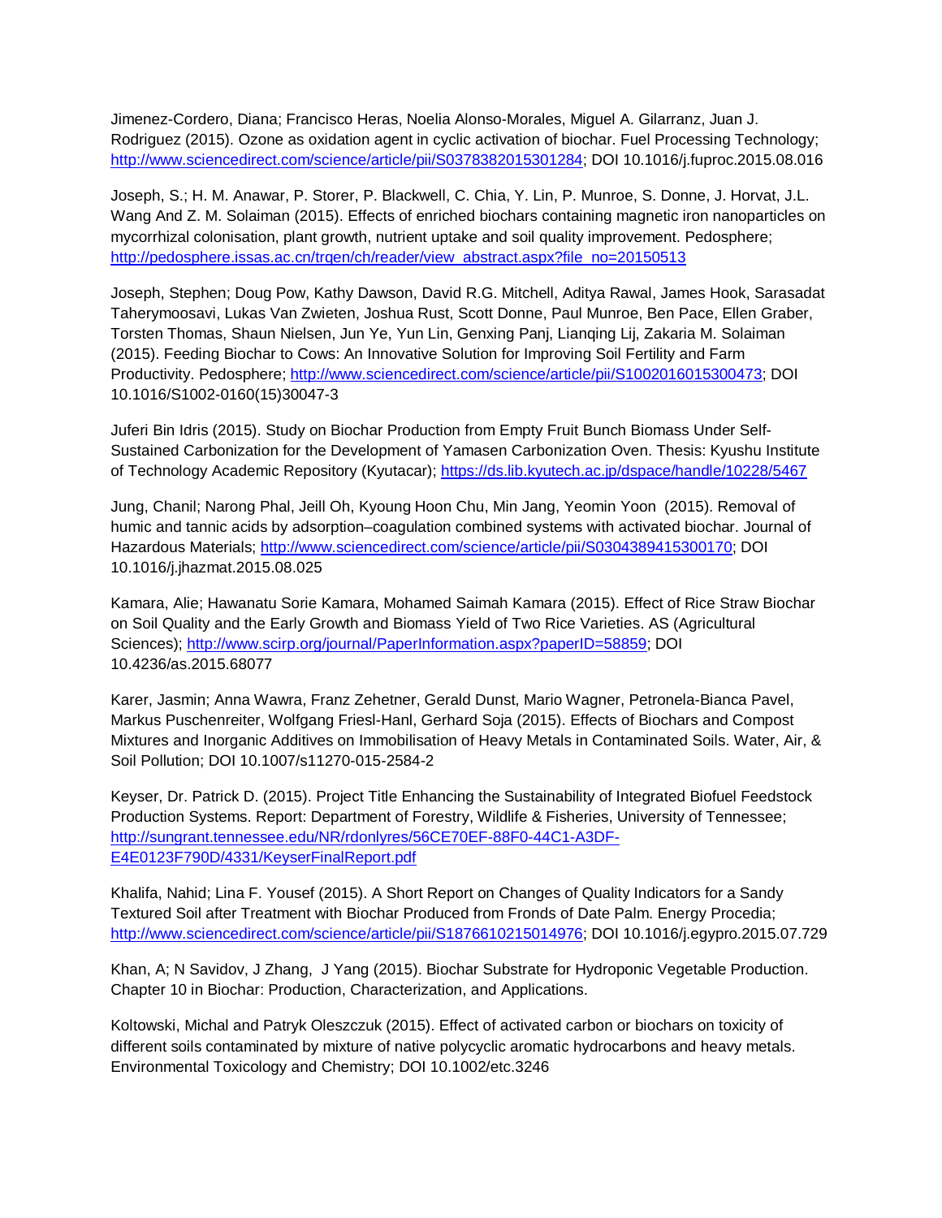Jimenez-Cordero, Diana; Francisco Heras, Noelia Alonso-Morales, Miguel A. Gilarranz, Juan J. Rodriguez (2015). Ozone as oxidation agent in cyclic activation of biochar. Fuel Processing Technology; http://www.sciencedirect.com/science/article/pii/S0378382015301284; DOI 10.1016/j.fuproc.2015.08.016

Joseph, S.; H. M. Anawar, P. Storer, P. Blackwell, C. Chia, Y. Lin, P. Munroe, S. Donne, J. Horvat, J.L. Wang And Z. M. Solaiman (2015). Effects of enriched biochars containing magnetic iron nanoparticles on mycorrhizal colonisation, plant growth, nutrient uptake and soil quality improvement. Pedosphere; http://pedosphere.issas.ac.cn/trqen/ch/reader/view_abstract.aspx?file_no=20150513

Joseph, Stephen; Doug Pow, Kathy Dawson, David R.G. Mitchell, Aditya Rawal, James Hook, Sarasadat Taherymoosavi, Lukas Van Zwieten, Joshua Rust, Scott Donne, Paul Munroe, Ben Pace, Ellen Graber, Torsten Thomas, Shaun Nielsen, Jun Ye, Yun Lin, Genxing Panj, Lianqing Lij, Zakaria M. Solaiman (2015). Feeding Biochar to Cows: An Innovative Solution for Improving Soil Fertility and Farm Productivity. Pedosphere; http://www.sciencedirect.com/science/article/pii/S1002016015300473; DOI 10.1016/S1002-0160(15)30047-3

Juferi Bin Idris (2015). Study on Biochar Production from Empty Fruit Bunch Biomass Under Self-Sustained Carbonization for the Development of Yamasen Carbonization Oven. Thesis: Kyushu Institute of Technology Academic Repository (Kyutacar); https://ds.lib.kyutech.ac.jp/dspace/handle/10228/5467

Jung, Chanil; Narong Phal, Jeill Oh, Kyoung Hoon Chu, Min Jang, Yeomin Yoon (2015). Removal of humic and tannic acids by adsorption–coagulation combined systems with activated biochar. Journal of Hazardous Materials; http://www.sciencedirect.com/science/article/pii/S0304389415300170; DOI 10.1016/j.jhazmat.2015.08.025

Kamara, Alie; Hawanatu Sorie Kamara, Mohamed Saimah Kamara (2015). Effect of Rice Straw Biochar on Soil Quality and the Early Growth and Biomass Yield of Two Rice Varieties. AS (Agricultural Sciences); http://www.scirp.org/journal/PaperInformation.aspx?paperID=58859; DOI 10.4236/as.2015.68077

Karer, Jasmin; Anna Wawra, Franz Zehetner, Gerald Dunst, Mario Wagner, Petronela-Bianca Pavel, Markus Puschenreiter, Wolfgang Friesl-Hanl, Gerhard Soja (2015). Effects of Biochars and Compost Mixtures and Inorganic Additives on Immobilisation of Heavy Metals in Contaminated Soils. Water, Air, & Soil Pollution; DOI 10.1007/s11270-015-2584-2

Keyser, Dr. Patrick D. (2015). Project Title Enhancing the Sustainability of Integrated Biofuel Feedstock Production Systems. Report: Department of Forestry, Wildlife & Fisheries, University of Tennessee; http://sungrant.tennessee.edu/NR/rdonlyres/56CE70EF-88F0-44C1-A3DF-E4E0123F790D/4331/KeyserFinalReport.pdf

Khalifa, Nahid; Lina F. Yousef (2015). A Short Report on Changes of Quality Indicators for a Sandy Textured Soil after Treatment with Biochar Produced from Fronds of Date Palm. Energy Procedia; http://www.sciencedirect.com/science/article/pii/S1876610215014976; DOI 10.1016/j.egypro.2015.07.729

Khan, A; N Savidov, J Zhang, J Yang (2015). Biochar Substrate for Hydroponic Vegetable Production. Chapter 10 in Biochar: Production, Characterization, and Applications.

Koltowski, Michal and Patryk Oleszczuk (2015). Effect of activated carbon or biochars on toxicity of different soils contaminated by mixture of native polycyclic aromatic hydrocarbons and heavy metals. Environmental Toxicology and Chemistry; DOI 10.1002/etc.3246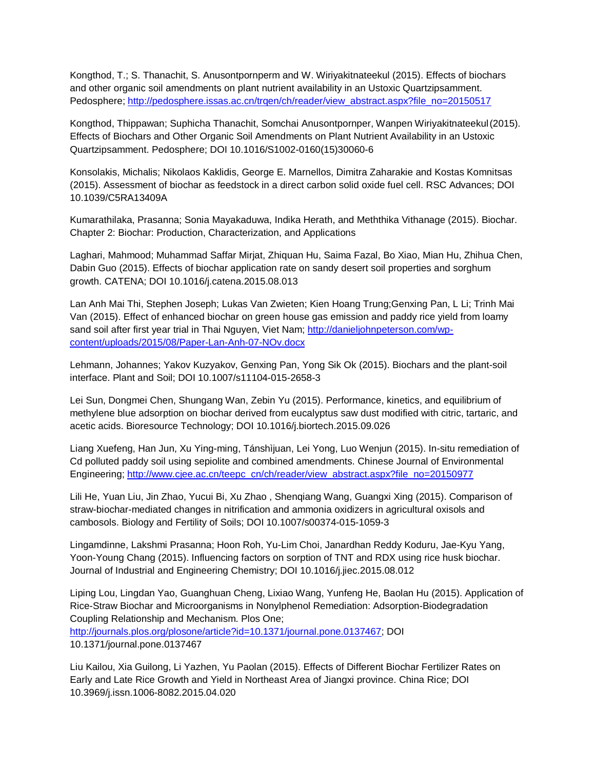Kongthod, T.; S. Thanachit, S. Anusontpornperm and W. Wiriyakitnateekul (2015). Effects of biochars and other organic soil amendments on plant nutrient availability in an Ustoxic Quartzipsamment. Pedosphere; http://pedosphere.issas.ac.cn/trqen/ch/reader/view_abstract.aspx?file_no=20150517

Kongthod, Thippawan; Suphicha Thanachit, Somchai Anusontpornper, Wanpen Wiriyakitnateekul (2015). Effects of Biochars and Other Organic Soil Amendments on Plant Nutrient Availability in an Ustoxic Quartzipsamment. Pedosphere; DOI 10.1016/S1002-0160(15)30060-6

Konsolakis, Michalis; Nikolaos Kaklidis, George E. Marnellos, Dimitra Zaharakie and Kostas Komnitsas (2015). Assessment of biochar as feedstock in a direct carbon solid oxide fuel cell. RSC Advances; DOI 10.1039/C5RA13409A

Kumarathilaka, Prasanna; Sonia Mayakaduwa, Indika Herath, and Meththika Vithanage (2015). Biochar. Chapter 2: Biochar: Production, Characterization, and Applications

Laghari, Mahmood; Muhammad Saffar Mirjat, Zhiquan Hu, Saima Fazal, Bo Xiao, Mian Hu, Zhihua Chen, Dabin Guo (2015). Effects of biochar application rate on sandy desert soil properties and sorghum growth. CATENA; DOI 10.1016/j.catena.2015.08.013

Lan Anh Mai Thi, Stephen Joseph; Lukas Van Zwieten; Kien Hoang Trung;Genxing Pan, L Li; Trinh Mai Van (2015). Effect of enhanced biochar on green house gas emission and paddy rice yield from loamy sand soil after first year trial in Thai Nguyen, Viet Nam; http://danieljohnpeterson.com/wp-content/uploads/2015/08/Paper-Lan-Anh-07-NOv.docx

Lehmann, Johannes; Yakov Kuzyakov, Genxing Pan, Yong Sik Ok (2015). Biochars and the plant-soil interface. Plant and Soil; DOI 10.1007/s11104-015-2658-3

Lei Sun, Dongmei Chen, Shungang Wan, Zebin Yu (2015). Performance, kinetics, and equilibrium of methylene blue adsorption on biochar derived from eucalyptus saw dust modified with citric, tartaric, and acetic acids. Bioresource Technology; DOI 10.1016/j.biortech.2015.09.026

Liang Xuefeng, Han Jun, Xu Ying-ming, Tánshìjuan, Lei Yong, Luo Wenjun (2015). In-situ remediation of Cd polluted paddy soil using sepiolite and combined amendments. Chinese Journal of Environmental Engineering; http://www.cjee.ac.cn/teepc_cn/ch/reader/view_abstract.aspx?file_no=20150977

Lili He, Yuan Liu, Jin Zhao, Yucui Bi, Xu Zhao , Shenqiang Wang, Guangxi Xing (2015). Comparison of straw-biochar-mediated changes in nitrification and ammonia oxidizers in agricultural oxisols and cambosols. Biology and Fertility of Soils; DOI 10.1007/s00374-015-1059-3

Lingamdinne, Lakshmi Prasanna; Hoon Roh, Yu-Lim Choi, Janardhan Reddy Koduru, Jae-Kyu Yang, Yoon-Young Chang (2015). Influencing factors on sorption of TNT and RDX using rice husk biochar. Journal of Industrial and Engineering Chemistry; DOI 10.1016/j.jiec.2015.08.012

Liping Lou, Lingdan Yao, Guanghuan Cheng, Lixiao Wang, Yunfeng He, Baolan Hu (2015). Application of Rice-Straw Biochar and Microorganisms in Nonylphenol Remediation: Adsorption-Biodegradation Coupling Relationship and Mechanism. Plos One; http://journals.plos.org/plosone/article?id=10.1371/journal.pone.0137467; DOI 10.1371/journal.pone.0137467

Liu Kailou, Xia Guilong, Li Yazhen, Yu Paolan (2015). Effects of Different Biochar Fertilizer Rates on Early and Late Rice Growth and Yield in Northeast Area of Jiangxi province. China Rice; DOI 10.3969/j.issn.1006-8082.2015.04.020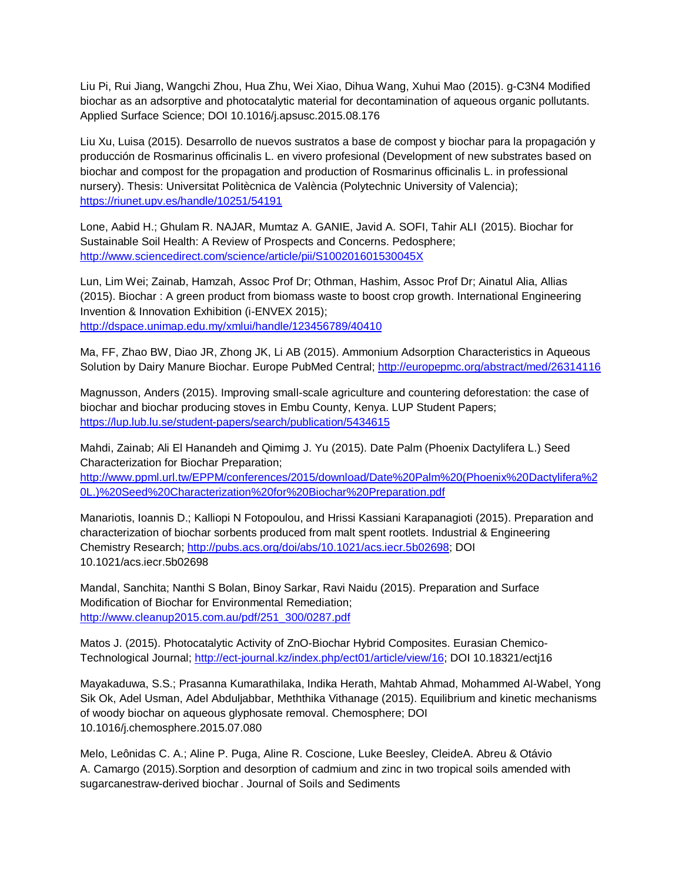Liu Pi, Rui Jiang, Wangchi Zhou, Hua Zhu, Wei Xiao, Dihua Wang, Xuhui Mao (2015). g-$C_3N_4$ Modified biochar as an adsorptive and photocatalytic material for decontamination of aqueous organic pollutants. Applied Surface Science; DOI 10.1016/j.apsusc.2015.08.176

Liu Xu, Luisa (2015). Desarrollo de nuevos sustratos a base de compost y biochar para la propagación y producción de Rosmarinus officinalis L. en vivero profesional (Development of new substrates based on biochar and compost for the propagation and production of Rosmarinus officinalis L. in professional nursery). Thesis: Universitat Politècnica de València (Polytechnic University of Valencia); https://riunet.upv.es/handle/10251/54191

Lone, Aabid H.; Ghulam R. NAJAR, Mumtaz A. GANIE, Javid A. SOFI, Tahir ALI (2015). Biochar for Sustainable Soil Health: A Review of Prospects and Concerns. Pedosphere; http://www.sciencedirect.com/science/article/pii/S100201601530045X

Lun, Lim Wei; Zainab, Hamzah, Assoc Prof Dr; Othman, Hashim, Assoc Prof Dr; Ainatul Alia, Allias (2015). Biochar : A green product from biomass waste to boost crop growth. International Engineering Invention & Innovation Exhibition (i-ENVEX 2015); http://dspace.unimap.edu.my/xmlui/handle/123456789/40410

Ma, FF, Zhao BW, Diao JR, Zhong JK, Li AB (2015). Ammonium Adsorption Characteristics in Aqueous Solution by Dairy Manure Biochar. Europe PubMed Central; http://europepmc.org/abstract/med/26314116

Magnusson, Anders (2015). Improving small-scale agriculture and countering deforestation: the case of biochar and biochar producing stoves in Embu County, Kenya. LUP Student Papers; https://lup.lub.lu.se/student-papers/search/publication/5434615

Mahdi, Zainab; Ali El Hanandeh and Qimimg J. Yu (2015). Date Palm (Phoenix Dactylifera L.) Seed Characterization for Biochar Preparation; http://www.ppml.url.tw/EPPM/conferences/2015/download/Date%20Palm%20(Phoenix%20Dactylifera%20L.)%20Seed%20Characterization%20for%20Biochar%20Preparation.pdf

Manariotis, Ioannis D.; Kalliopi N Fotopoulou, and Hrissi Kassiani Karapanagioti (2015). Preparation and characterization of biochar sorbents produced from malt spent rootlets. Industrial & Engineering Chemistry Research; http://pubs.acs.org/doi/abs/10.1021/acs.iecr.5b02698; DOI 10.1021/acs.iecr.5b02698

Mandal, Sanchita; Nanthi S Bolan, Binoy Sarkar, Ravi Naidu (2015). Preparation and Surface Modification of Biochar for Environmental Remediation; http://www.cleanup2015.com.au/pdf/251_300/0287.pdf

Matos J. (2015). Photocatalytic Activity of ZnO-Biochar Hybrid Composites. Eurasian Chemico-Technological Journal; http://ect-journal.kz/index.php/ect01/article/view/16; DOI 10.18321/ectj16

Mayakaduwa, S.S.; Prasanna Kumarathilaka, Indika Herath, Mahtab Ahmad, Mohammed Al-Wabel, Yong Sik Ok, Adel Usman, Adel Abduljabbar, Meththika Vithanage (2015). Equilibrium and kinetic mechanisms of woody biochar on aqueous glyphosate removal. Chemosphere; DOI 10.1016/j.chemosphere.2015.07.080

Melo, Leônidas C. A.; Aline P. Puga, Aline R. Coscione, Luke Beesley, CleideA. Abreu & Otávio A. Camargo (2015).Sorption and desorption of cadmium and zinc in two tropical soils amended with sugarcanestraw-derived biochar. Journal of Soils and Sediments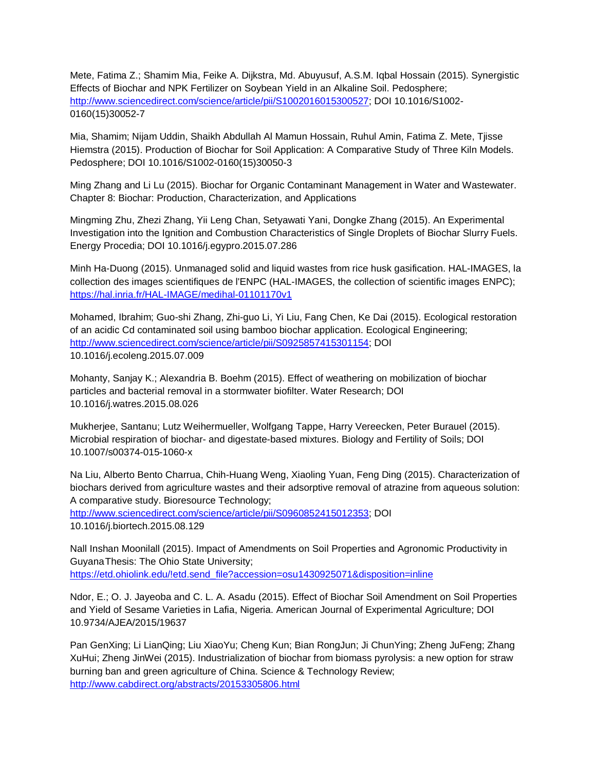Mete, Fatima Z.; Shamim Mia, Feike A. Dijkstra, Md. Abuyusuf, A.S.M. Iqbal Hossain (2015). Synergistic Effects of Biochar and NPK Fertilizer on Soybean Yield in an Alkaline Soil. Pedosphere; http://www.sciencedirect.com/science/article/pii/S1002016015300527; DOI 10.1016/S1002-0160(15)30052-7

Mia, Shamim; Nijam Uddin, Shaikh Abdullah Al Mamun Hossain, Ruhul Amin, Fatima Z. Mete, Tjisse Hiemstra (2015). Production of Biochar for Soil Application: A Comparative Study of Three Kiln Models. Pedosphere; DOI 10.1016/S1002-0160(15)30050-3

Ming Zhang and Li Lu (2015). Biochar for Organic Contaminant Management in Water and Wastewater. Chapter 8: Biochar: Production, Characterization, and Applications

Mingming Zhu, Zhezi Zhang, Yii Leng Chan, Setyawati Yani, Dongke Zhang (2015). An Experimental Investigation into the Ignition and Combustion Characteristics of Single Droplets of Biochar Slurry Fuels. Energy Procedia; DOI 10.1016/j.egypro.2015.07.286

Minh Ha-Duong (2015). Unmanaged solid and liquid wastes from rice husk gasification. HAL-IMAGES, la collection des images scientifiques de l'ENPC (HAL-IMAGES, the collection of scientific images ENPC); https://hal.inria.fr/HAL-IMAGE/medihal-01101170v1

Mohamed, Ibrahim; Guo-shi Zhang, Zhi-guo Li, Yi Liu, Fang Chen, Ke Dai (2015). Ecological restoration of an acidic Cd contaminated soil using bamboo biochar application. Ecological Engineering; http://www.sciencedirect.com/science/article/pii/S0925857415301154; DOI 10.1016/j.ecoleng.2015.07.009

Mohanty, Sanjay K.; Alexandria B. Boehm (2015). Effect of weathering on mobilization of biochar particles and bacterial removal in a stormwater biofilter. Water Research; DOI 10.1016/j.watres.2015.08.026

Mukherjee, Santanu; Lutz Weihermueller, Wolfgang Tappe, Harry Vereecken, Peter Burauel (2015). Microbial respiration of biochar- and digestate-based mixtures. Biology and Fertility of Soils; DOI 10.1007/s00374-015-1060-x

Na Liu, Alberto Bento Charrua, Chih-Huang Weng, Xiaoling Yuan, Feng Ding (2015). Characterization of biochars derived from agriculture wastes and their adsorptive removal of atrazine from aqueous solution: A comparative study. Bioresource Technology; http://www.sciencedirect.com/science/article/pii/S0960852415012353; DOI 10.1016/j.biortech.2015.08.129

Nall Inshan Moonilall (2015). Impact of Amendments on Soil Properties and Agronomic Productivity in GuyanaThesis: The Ohio State University; https://etd.ohiolink.edu/!etd.send_file?accession=osu1430925071&disposition=inline

Ndor, E.; O. J. Jayeoba and C. L. A. Asadu (2015). Effect of Biochar Soil Amendment on Soil Properties and Yield of Sesame Varieties in Lafia, Nigeria. American Journal of Experimental Agriculture; DOI 10.9734/AJEA/2015/19637

Pan GenXing; Li LianQing; Liu XiaoYu; Cheng Kun; Bian RongJun; Ji ChunYing; Zheng JuFeng; Zhang XuHui; Zheng JinWei (2015). Industrialization of biochar from biomass pyrolysis: a new option for straw burning ban and green agriculture of China. Science & Technology Review; http://www.cabdirect.org/abstracts/20153305806.html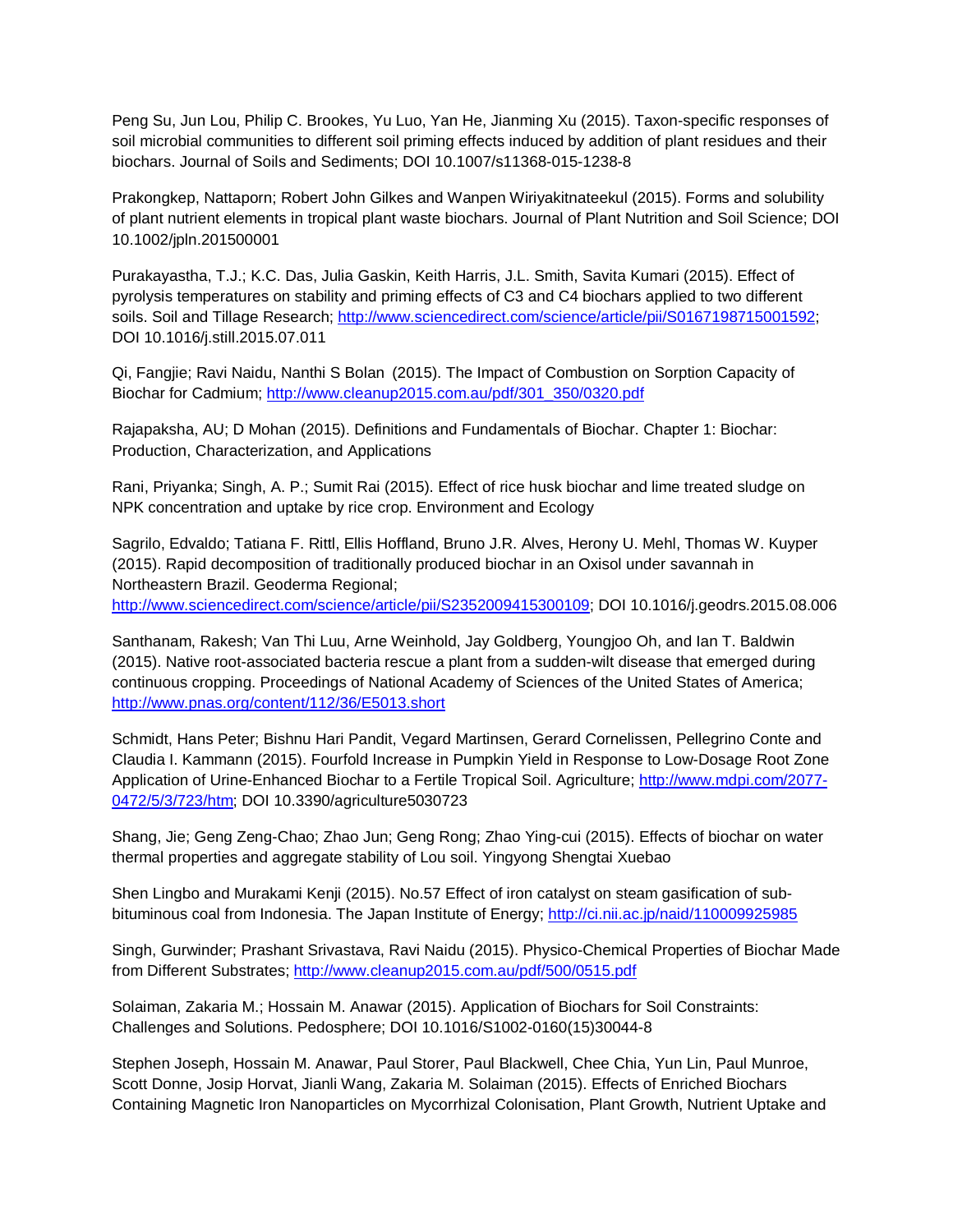Peng Su, Jun Lou, Philip C. Brookes, Yu Luo, Yan He, Jianming Xu (2015). Taxon-specific responses of soil microbial communities to different soil priming effects induced by addition of plant residues and their biochars. Journal of Soils and Sediments; DOI 10.1007/s11368-015-1238-8

Prakongkep, Nattaporn; Robert John Gilkes and Wanpen Wiriyakitnateekul (2015). Forms and solubility of plant nutrient elements in tropical plant waste biochars. Journal of Plant Nutrition and Soil Science; DOI 10.1002/jpln.201500001

Purakayastha, T.J.; K.C. Das, Julia Gaskin, Keith Harris, J.L. Smith, Savita Kumari (2015). Effect of pyrolysis temperatures on stability and priming effects of C3 and C4 biochars applied to two different soils. Soil and Tillage Research; http://www.sciencedirect.com/science/article/pii/S0167198715001592; DOI 10.1016/j.still.2015.07.011

Qi, Fangjie; Ravi Naidu, Nanthi S Bolan (2015). The Impact of Combustion on Sorption Capacity of Biochar for Cadmium; http://www.cleanup2015.com.au/pdf/301_350/0320.pdf

Rajapaksha, AU; D Mohan (2015). Definitions and Fundamentals of Biochar. Chapter 1: Biochar: Production, Characterization, and Applications

Rani, Priyanka; Singh, A. P.; Sumit Rai (2015). Effect of rice husk biochar and lime treated sludge on NPK concentration and uptake by rice crop. Environment and Ecology

Sagrilo, Edvaldo; Tatiana F. Rittl, Ellis Hoffland, Bruno J.R. Alves, Herony U. Mehl, Thomas W. Kuyper (2015). Rapid decomposition of traditionally produced biochar in an Oxisol under savannah in Northeastern Brazil. Geoderma Regional; http://www.sciencedirect.com/science/article/pii/S2352009415300109; DOI 10.1016/j.geodrs.2015.08.006

Santhanam, Rakesh; Van Thi Luu, Arne Weinhold, Jay Goldberg, Youngjoo Oh, and Ian T. Baldwin (2015). Native root-associated bacteria rescue a plant from a sudden-wilt disease that emerged during continuous cropping. Proceedings of National Academy of Sciences of the United States of America; http://www.pnas.org/content/112/36/E5013.short

Schmidt, Hans Peter; Bishnu Hari Pandit, Vegard Martinsen, Gerard Cornelissen, Pellegrino Conte and Claudia I. Kammann (2015). Fourfold Increase in Pumpkin Yield in Response to Low-Dosage Root Zone Application of Urine-Enhanced Biochar to a Fertile Tropical Soil. Agriculture; http://www.mdpi.com/2077-0472/5/3/723/htm; DOI 10.3390/agriculture5030723

Shang, Jie; Geng Zeng-Chao; Zhao Jun; Geng Rong; Zhao Ying-cui (2015). Effects of biochar on water thermal properties and aggregate stability of Lou soil. Yingyong Shengtai Xuebao

Shen Lingbo and Murakami Kenji (2015). No.57 Effect of iron catalyst on steam gasification of sub-bituminous coal from Indonesia. The Japan Institute of Energy; http://ci.nii.ac.jp/naid/110009925985

Singh, Gurwinder; Prashant Srivastava, Ravi Naidu (2015). Physico-Chemical Properties of Biochar Made from Different Substrates; http://www.cleanup2015.com.au/pdf/500/0515.pdf

Solaiman, Zakaria M.; Hossain M. Anawar (2015). Application of Biochars for Soil Constraints: Challenges and Solutions. Pedosphere; DOI 10.1016/S1002-0160(15)30044-8

Stephen Joseph, Hossain M. Anawar, Paul Storer, Paul Blackwell, Chee Chia, Yun Lin, Paul Munroe, Scott Donne, Josip Horvat, Jianli Wang, Zakaria M. Solaiman (2015). Effects of Enriched Biochars Containing Magnetic Iron Nanoparticles on Mycorrhizal Colonisation, Plant Growth, Nutrient Uptake and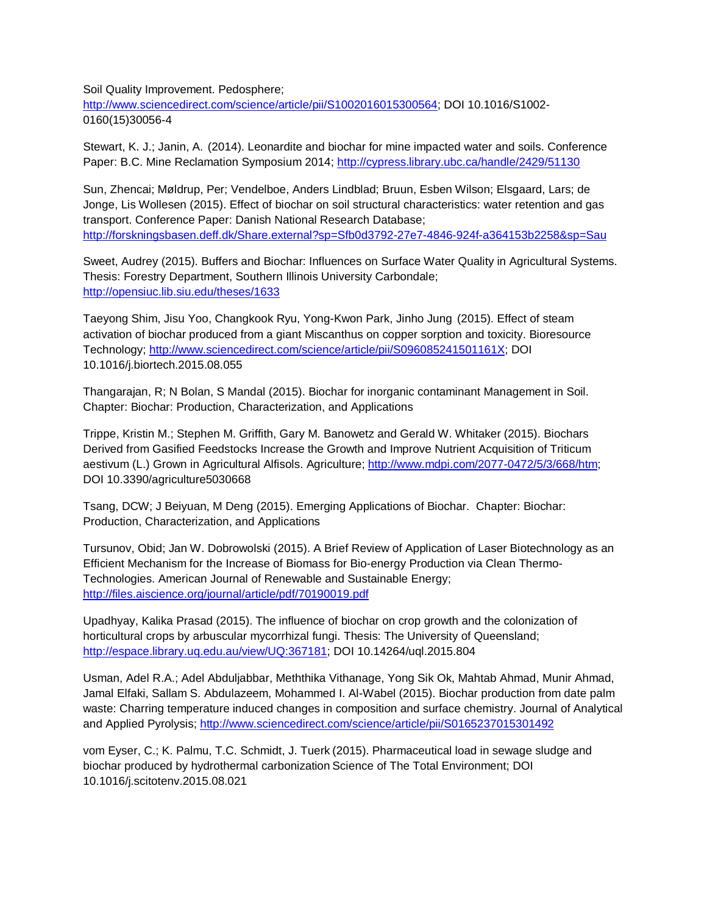Soil Quality Improvement. Pedosphere; http://www.sciencedirect.com/science/article/pii/S1002016015300564; DOI 10.1016/S1002-0160(15)30056-4

Stewart, K. J.; Janin, A. (2014). Leonardite and biochar for mine impacted water and soils. Conference Paper: B.C. Mine Reclamation Symposium 2014; http://cypress.library.ubc.ca/handle/2429/51130

Sun, Zhencai; Møldrup, Per; Vendelboe, Anders Lindblad; Bruun, Esben Wilson; Elsgaard, Lars; de Jonge, Lis Wollesen (2015). Effect of biochar on soil structural characteristics: water retention and gas transport. Conference Paper: Danish National Research Database; http://forskningsbasen.deff.dk/Share.external?sp=Sfb0d3792-27e7-4846-924f-a364153b2258&sp=Sau

Sweet, Audrey (2015). Buffers and Biochar: Influences on Surface Water Quality in Agricultural Systems. Thesis: Forestry Department, Southern Illinois University Carbondale; http://opensiuc.lib.siu.edu/theses/1633

Taeyong Shim, Jisu Yoo, Changkook Ryu, Yong-Kwon Park, Jinho Jung (2015). Effect of steam activation of biochar produced from a giant Miscanthus on copper sorption and toxicity. Bioresource Technology; http://www.sciencedirect.com/science/article/pii/S096085241501161X; DOI 10.1016/j.biortech.2015.08.055

Thangarajan, R; N Bolan, S Mandal (2015). Biochar for inorganic contaminant Management in Soil. Chapter: Biochar: Production, Characterization, and Applications

Trippe, Kristin M.; Stephen M. Griffith, Gary M. Banowetz and Gerald W. Whitaker (2015). Biochars Derived from Gasified Feedstocks Increase the Growth and Improve Nutrient Acquisition of Triticum aestivum (L.) Grown in Agricultural Alfisols. Agriculture; http://www.mdpi.com/2077-0472/5/3/668/htm; DOI 10.3390/agriculture5030668

Tsang, DCW; J Beiyuan, M Deng (2015). Emerging Applications of Biochar. Chapter: Biochar: Production, Characterization, and Applications

Tursunov, Obid; Jan W. Dobrowolski (2015). A Brief Review of Application of Laser Biotechnology as an Efficient Mechanism for the Increase of Biomass for Bio-energy Production via Clean Thermo-Technologies. American Journal of Renewable and Sustainable Energy; http://files.aiscience.org/journal/article/pdf/70190019.pdf

Upadhyay, Kalika Prasad (2015). The influence of biochar on crop growth and the colonization of horticultural crops by arbuscular mycorrhizal fungi. Thesis: The University of Queensland; http://espace.library.uq.edu.au/view/UQ:367181; DOI 10.14264/uql.2015.804

Usman, Adel R.A.; Adel Abduljabbar, Meththika Vithanage, Yong Sik Ok, Mahtab Ahmad, Munir Ahmad, Jamal Elfaki, Sallam S. Abdulazeem, Mohammed I. Al-Wabel (2015). Biochar production from date palm waste: Charring temperature induced changes in composition and surface chemistry. Journal of Analytical and Applied Pyrolysis; http://www.sciencedirect.com/science/article/pii/S0165237015301492

vom Eyser, C.; K. Palmu, T.C. Schmidt, J. Tuerk (2015). Pharmaceutical load in sewage sludge and biochar produced by hydrothermal carbonization Science of The Total Environment; DOI 10.1016/j.scitotenv.2015.08.021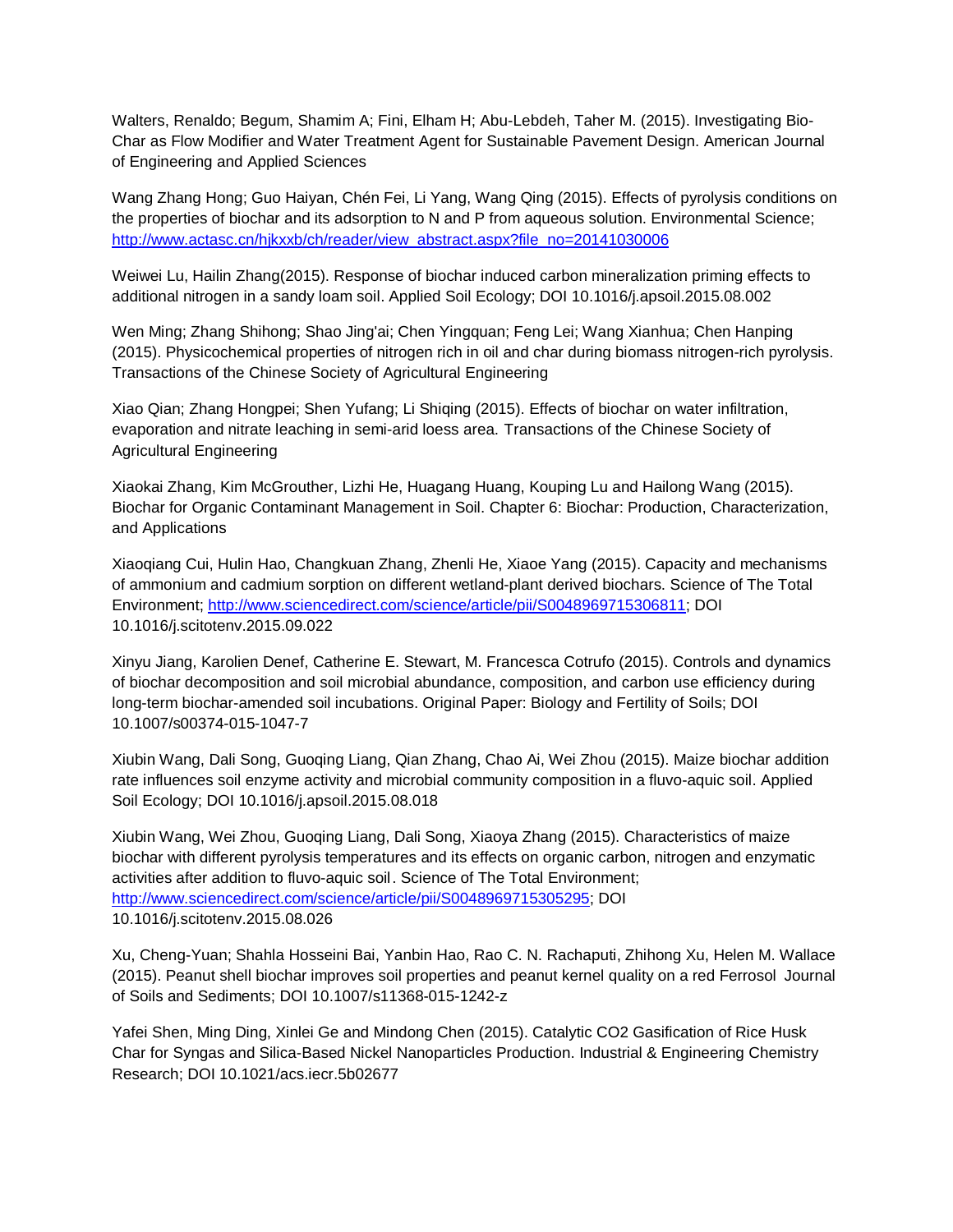Walters, Renaldo; Begum, Shamim A; Fini, Elham H; Abu-Lebdeh, Taher M. (2015). Investigating Bio-Char as Flow Modifier and Water Treatment Agent for Sustainable Pavement Design. American Journal of Engineering and Applied Sciences

Wang Zhang Hong; Guo Haiyan, Chén Fei, Li Yang, Wang Qing (2015). Effects of pyrolysis conditions on the properties of biochar and its adsorption to N and P from aqueous solution. Environmental Science; [http://www.actasc.cn/hjkxxb/ch/reader/view_abstract.aspx?file_no=20141030006](http://www.actasc.cn/hjkxxb/ch/reader/view_abstract.aspx?file_no=20141030006)

Weiwei Lu, Hailin Zhang(2015). Response of biochar induced carbon mineralization priming effects to additional nitrogen in a sandy loam soil. Applied Soil Ecology; DOI 10.1016/j.apsoil.2015.08.002

Wen Ming; Zhang Shihong; Shao Jing'ai; Chen Yingquan; Feng Lei; Wang Xianhua; Chen Hanping (2015). Physicochemical properties of nitrogen rich in oil and char during biomass nitrogen-rich pyrolysis. Transactions of the Chinese Society of Agricultural Engineering

Xiao Qian; Zhang Hongpei; Shen Yufang; Li Shiqing (2015). Effects of biochar on water infiltration, evaporation and nitrate leaching in semi-arid loess area. Transactions of the Chinese Society of Agricultural Engineering

Xiaokai Zhang, Kim McGrouther, Lizhi He, Huagang Huang, Kouping Lu and Hailong Wang (2015). Biochar for Organic Contaminant Management in Soil. Chapter 6: Biochar: Production, Characterization, and Applications

Xiaoqiang Cui, Hulin Hao, Changkuan Zhang, Zhenli He, Xiaoe Yang (2015). Capacity and mechanisms of ammonium and cadmium sorption on different wetland-plant derived biochars. Science of The Total Environment; [http://www.sciencedirect.com/science/article/pii/S0048969715306811](http://www.sciencedirect.com/science/article/pii/S0048969715306811); DOI 10.1016/j.scitotenv.2015.09.022

Xinyu Jiang, Karolien Denef, Catherine E. Stewart, M. Francesca Cotrufo (2015). Controls and dynamics of biochar decomposition and soil microbial abundance, composition, and carbon use efficiency during long-term biochar-amended soil incubations. Original Paper: Biology and Fertility of Soils; DOI 10.1007/s00374-015-1047-7

Xiubin Wang, Dali Song, Guoqing Liang, Qian Zhang, Chao Ai, Wei Zhou (2015). Maize biochar addition rate influences soil enzyme activity and microbial community composition in a fluvo-aquic soil. Applied Soil Ecology; DOI 10.1016/j.apsoil.2015.08.018

Xiubin Wang, Wei Zhou, Guoqing Liang, Dali Song, Xiaoya Zhang (2015). Characteristics of maize biochar with different pyrolysis temperatures and its effects on organic carbon, nitrogen and enzymatic activities after addition to fluvo-aquic soil. Science of The Total Environment; [http://www.sciencedirect.com/science/article/pii/S0048969715305295](http://www.sciencedirect.com/science/article/pii/S0048969715305295); DOI 10.1016/j.scitotenv.2015.08.026

Xu, Cheng-Yuan; Shahla Hosseini Bai, Yanbin Hao, Rao C. N. Rachaputi, Zhihong Xu, Helen M. Wallace (2015). Peanut shell biochar improves soil properties and peanut kernel quality on a red Ferrosol Journal of Soils and Sediments; DOI 10.1007/s11368-015-1242-z

Yafei Shen, Ming Ding, Xinlei Ge and Mindong Chen (2015). Catalytic $CO_2$ Gasification of Rice Husk Char for Syngas and Silica-Based Nickel Nanoparticles Production. Industrial & Engineering Chemistry Research; DOI 10.1021/acs.iecr.5b02677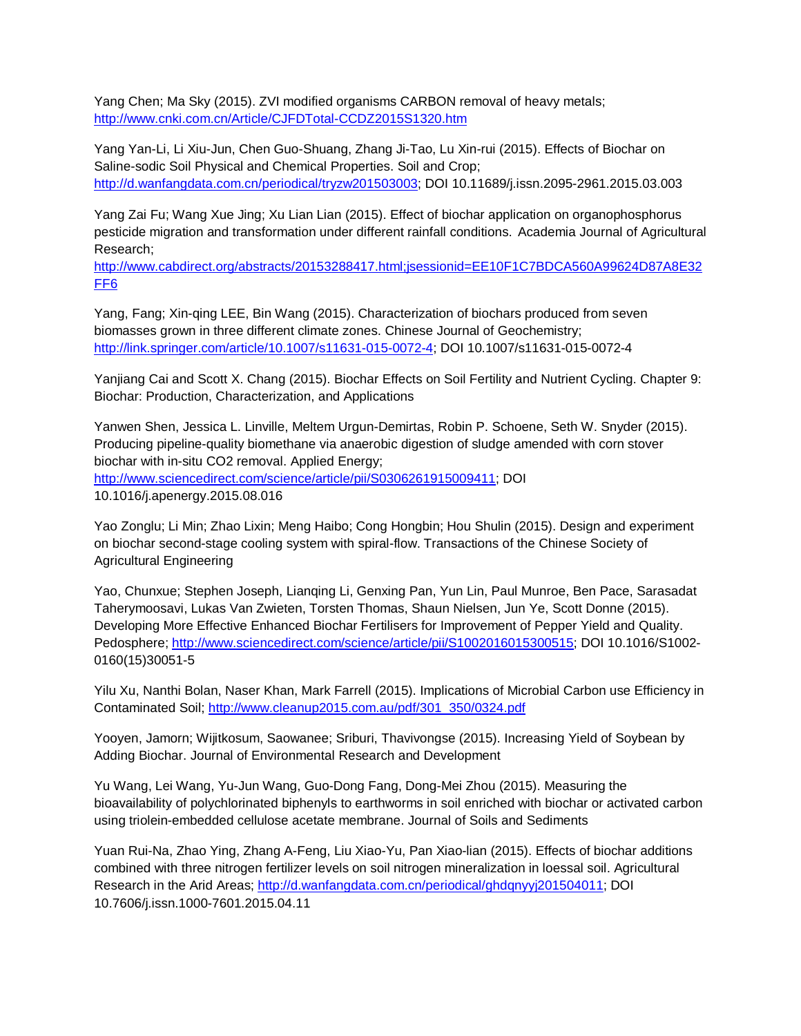Yang Chen; Ma Sky (2015). ZVI modified organisms CARBON removal of heavy metals; http://www.cnki.com.cn/Article/CJFDTotal-CCDZ2015S1320.htm

Yang Yan-Li, Li Xiu-Jun, Chen Guo-Shuang, Zhang Ji-Tao, Lu Xin-rui (2015). Effects of Biochar on Saline-sodic Soil Physical and Chemical Properties. Soil and Crop; http://d.wanfangdata.com.cn/periodical/tryzw201503003; DOI 10.11689/j.issn.2095-2961.2015.03.003

Yang Zai Fu; Wang Xue Jing; Xu Lian Lian (2015). Effect of biochar application on organophosphorus pesticide migration and transformation under different rainfall conditions. Academia Journal of Agricultural Research; http://www.cabdirect.org/abstracts/20153288417.html;jsessionid=EE10F1C7BDCA560A99624D87A8E32FF6

Yang, Fang; Xin-qing LEE, Bin Wang (2015). Characterization of biochars produced from seven biomasses grown in three different climate zones. Chinese Journal of Geochemistry; http://link.springer.com/article/10.1007/s11631-015-0072-4; DOI 10.1007/s11631-015-0072-4

Yanjiang Cai and Scott X. Chang (2015). Biochar Effects on Soil Fertility and Nutrient Cycling. Chapter 9: Biochar: Production, Characterization, and Applications

Yanwen Shen, Jessica L. Linville, Meltem Urgun-Demirtas, Robin P. Schoene, Seth W. Snyder (2015). Producing pipeline-quality biomethane via anaerobic digestion of sludge amended with corn stover biochar with in-situ CO2 removal. Applied Energy; http://www.sciencedirect.com/science/article/pii/S0306261915009411; DOI 10.1016/j.apenergy.2015.08.016

Yao Zonglu; Li Min; Zhao Lixin; Meng Haibo; Cong Hongbin; Hou Shulin (2015). Design and experiment on biochar second-stage cooling system with spiral-flow. Transactions of the Chinese Society of Agricultural Engineering

Yao, Chunxue; Stephen Joseph, Lianqing Li, Genxing Pan, Yun Lin, Paul Munroe, Ben Pace, Sarasadat Taherymoosavi, Lukas Van Zwieten, Torsten Thomas, Shaun Nielsen, Jun Ye, Scott Donne (2015). Developing More Effective Enhanced Biochar Fertilisers for Improvement of Pepper Yield and Quality. Pedosphere; http://www.sciencedirect.com/science/article/pii/S1002016015300515; DOI 10.1016/S1002-0160(15)30051-5

Yilu Xu, Nanthi Bolan, Naser Khan, Mark Farrell (2015). Implications of Microbial Carbon use Efficiency in Contaminated Soil; http://www.cleanup2015.com.au/pdf/301_350/0324.pdf

Yooyen, Jamorn; Wijitkosum, Saowanee; Sriburi, Thavivongse (2015). Increasing Yield of Soybean by Adding Biochar. Journal of Environmental Research and Development

Yu Wang, Lei Wang, Yu-Jun Wang, Guo-Dong Fang, Dong-Mei Zhou (2015). Measuring the bioavailability of polychlorinated biphenyls to earthworms in soil enriched with biochar or activated carbon using triolein-embedded cellulose acetate membrane. Journal of Soils and Sediments

Yuan Rui-Na, Zhao Ying, Zhang A-Feng, Liu Xiao-Yu, Pan Xiao-lian (2015). Effects of biochar additions combined with three nitrogen fertilizer levels on soil nitrogen mineralization in loessal soil. Agricultural Research in the Arid Areas; http://d.wanfangdata.com.cn/periodical/ghdqnyyj201504011; DOI 10.7606/j.issn.1000-7601.2015.04.11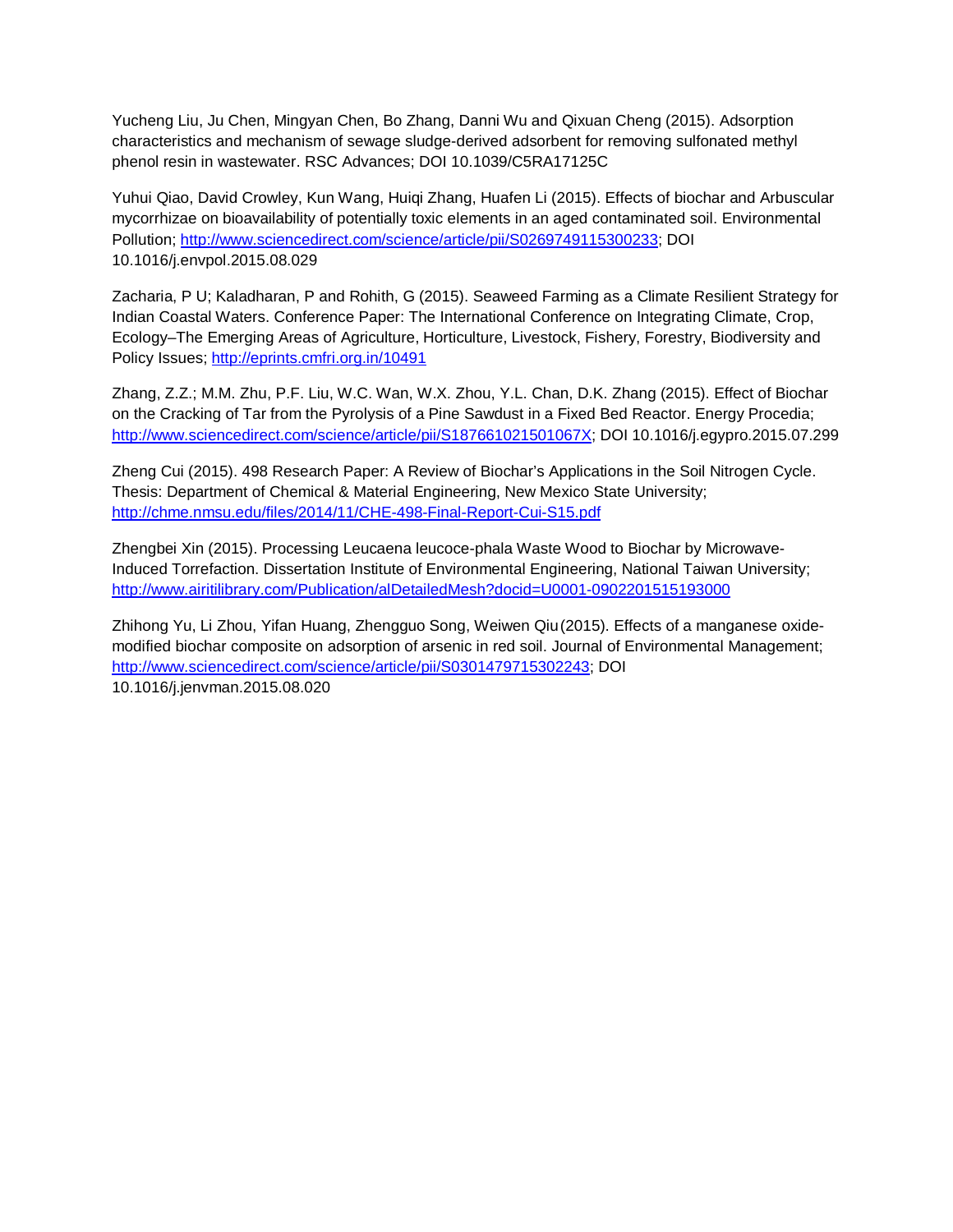Yucheng Liu, Ju Chen, Mingyan Chen, Bo Zhang, Danni Wu and Qixuan Cheng (2015). Adsorption characteristics and mechanism of sewage sludge-derived adsorbent for removing sulfonated methyl phenol resin in wastewater. RSC Advances; DOI 10.1039/C5RA17125C

Yuhui Qiao, David Crowley, Kun Wang, Huiqi Zhang, Huafen Li (2015). Effects of biochar and Arbuscular mycorrhizae on bioavailability of potentially toxic elements in an aged contaminated soil. Environmental Pollution; http://www.sciencedirect.com/science/article/pii/S0269749115300233; DOI 10.1016/j.envpol.2015.08.029

Zacharia, P U; Kaladharan, P and Rohith, G (2015). Seaweed Farming as a Climate Resilient Strategy for Indian Coastal Waters. Conference Paper: The International Conference on Integrating Climate, Crop, Ecology–The Emerging Areas of Agriculture, Horticulture, Livestock, Fishery, Forestry, Biodiversity and Policy Issues; http://eprints.cmfri.org.in/10491

Zhang, Z.Z.; M.M. Zhu, P.F. Liu, W.C. Wan, W.X. Zhou, Y.L. Chan, D.K. Zhang (2015). Effect of Biochar on the Cracking of Tar from the Pyrolysis of a Pine Sawdust in a Fixed Bed Reactor. Energy Procedia; http://www.sciencedirect.com/science/article/pii/S187661021501067X; DOI 10.1016/j.egypro.2015.07.299

Zheng Cui (2015). 498 Research Paper: A Review of Biochar's Applications in the Soil Nitrogen Cycle. Thesis: Department of Chemical & Material Engineering, New Mexico State University; http://chme.nmsu.edu/files/2014/11/CHE-498-Final-Report-Cui-S15.pdf

Zhengbei Xin (2015). Processing Leucaena leucoce-phala Waste Wood to Biochar by Microwave-Induced Torrefaction. Dissertation Institute of Environmental Engineering, National Taiwan University; http://www.airitilibrary.com/Publication/alDetailedMesh?docid=U0001-0902201515193000

Zhihong Yu, Li Zhou, Yifan Huang, Zhengguo Song, Weiwen Qiu (2015). Effects of a manganese oxide-modified biochar composite on adsorption of arsenic in red soil. Journal of Environmental Management; http://www.sciencedirect.com/science/article/pii/S0301479715302243; DOI 10.1016/j.jenvman.2015.08.020